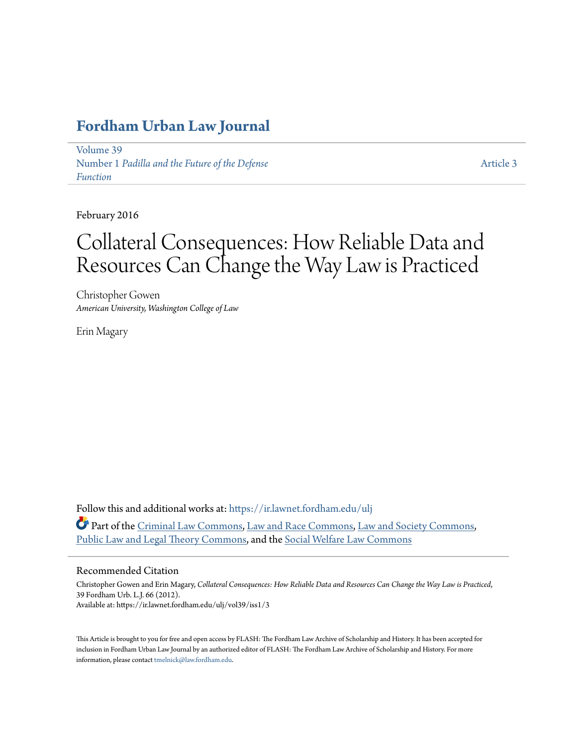# Fordham Urban Law Journal

Volume 39
Number 1 *Padilla and the Future of the Defense Function*

Article 3

February 2016

# Collateral Consequences: How Reliable Data and Resources Can Change the Way Law is Practiced

Christopher Gowen
*American University, Washington College of Law*

Erin Magary

Follow this and additional works at: https://ir.lawnet.fordham.edu/ulj

Part of the Criminal Law Commons, Law and Race Commons, Law and Society Commons, Public Law and Legal Theory Commons, and the Social Welfare Law Commons

## Recommended Citation

Christopher Gowen and Erin Magary, *Collateral Consequences: How Reliable Data and Resources Can Change the Way Law is Practiced*, 39 Fordham Urb. L.J. 66 (2012).
Available at: https://ir.lawnet.fordham.edu/ulj/vol39/iss1/3

This Article is brought to you for free and open access by FLASH: The Fordham Law Archive of Scholarship and History. It has been accepted for inclusion in Fordham Urban Law Journal by an authorized editor of FLASH: The Fordham Law Archive of Scholarship and History. For more information, please contact tmelnick@law.fordham.edu.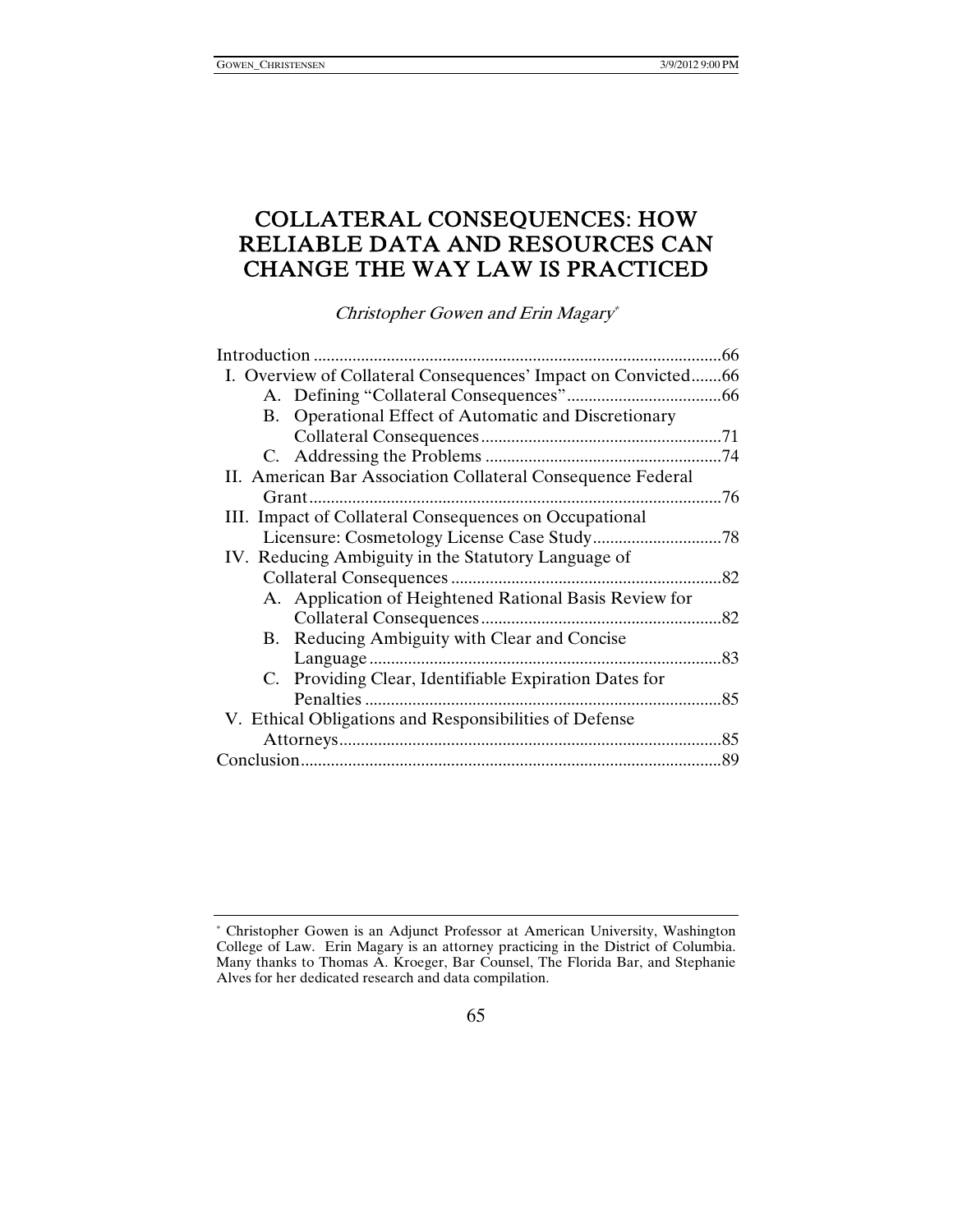# COLLATERAL CONSEQUENCES: HOW RELIABLE DATA AND RESOURCES CAN CHANGE THE WAY LAW IS PRACTICED

*Christopher Gowen and Erin Magary*[*]

Introduction .......................................................................................66

I. Overview of Collateral Consequences' Impact on Convicted.......66

- A. Defining "Collateral Consequences"....................................66
- B. Operational Effect of Automatic and Discretionary Collateral Consequences........................................................71
- C. Addressing the Problems .......................................................74

II. American Bar Association Collateral Consequence Federal Grant...............................................................................................76

III. Impact of Collateral Consequences on Occupational Licensure: Cosmetology License Case Study..............................78

IV. Reducing Ambiguity in the Statutory Language of Collateral Consequences ...............................................................82

- A. Application of Heightened Rational Basis Review for Collateral Consequences........................................................82
- B. Reducing Ambiguity with Clear and Concise Language.................................................................................83
- C. Providing Clear, Identifiable Expiration Dates for Penalties ..................................................................................85

V. Ethical Obligations and Responsibilities of Defense Attorneys.........................................................................................85

Conclusion.................................................................................................89

---

[*] Christopher Gowen is an Adjunct Professor at American University, Washington College of Law. Erin Magary is an attorney practicing in the District of Columbia. Many thanks to Thomas A. Kroeger, Bar Counsel, The Florida Bar, and Stephanie Alves for her dedicated research and data compilation.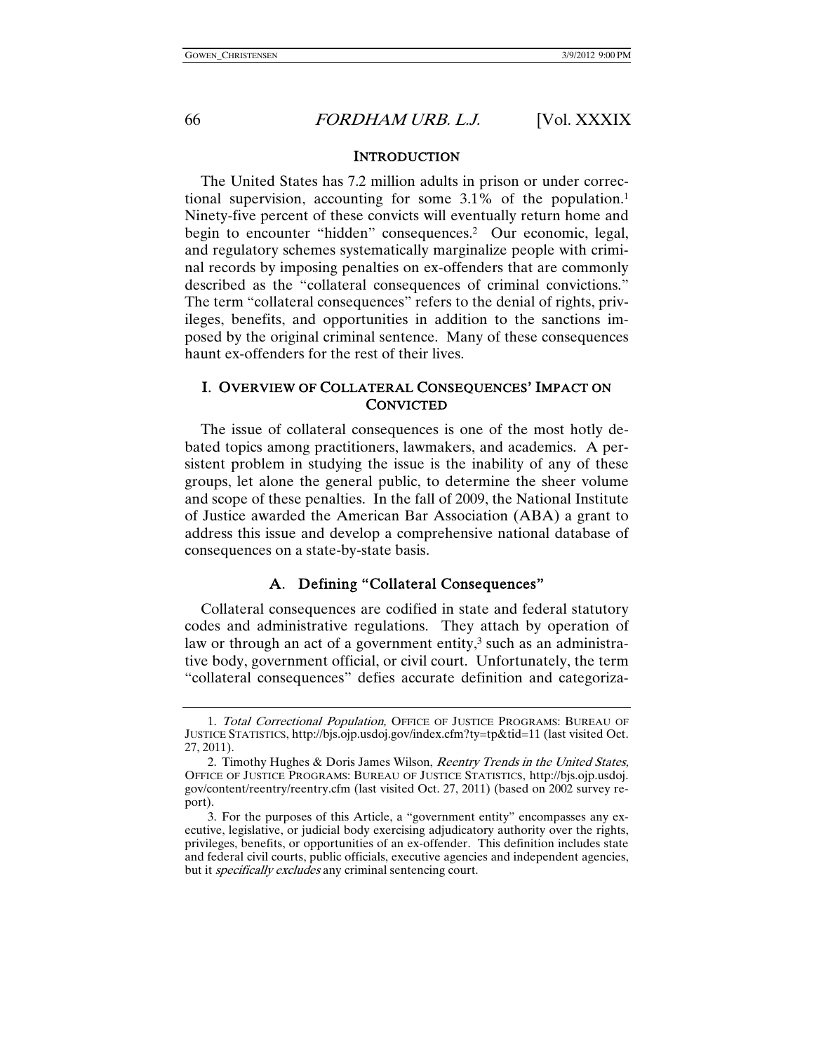## INTRODUCTION

The United States has 7.2 million adults in prison or under correctional supervision, accounting for some 3.1% of the population.[1] Ninety-five percent of these convicts will eventually return home and begin to encounter "hidden" consequences.[2] Our economic, legal, and regulatory schemes systematically marginalize people with criminal records by imposing penalties on ex-offenders that are commonly described as the "collateral consequences of criminal convictions." The term "collateral consequences" refers to the denial of rights, privileges, benefits, and opportunities in addition to the sanctions imposed by the original criminal sentence. Many of these consequences haunt ex-offenders for the rest of their lives.

## I. OVERVIEW OF COLLATERAL CONSEQUENCES' IMPACT ON CONVICTED

The issue of collateral consequences is one of the most hotly debated topics among practitioners, lawmakers, and academics. A persistent problem in studying the issue is the inability of any of these groups, let alone the general public, to determine the sheer volume and scope of these penalties. In the fall of 2009, the National Institute of Justice awarded the American Bar Association (ABA) a grant to address this issue and develop a comprehensive national database of consequences on a state-by-state basis.

### A. Defining "Collateral Consequences"

Collateral consequences are codified in state and federal statutory codes and administrative regulations. They attach by operation of law or through an act of a government entity,[3] such as an administrative body, government official, or civil court. Unfortunately, the term "collateral consequences" defies accurate definition and categoriza-

---

1. *Total Correctional Population,* OFFICE OF JUSTICE PROGRAMS: BUREAU OF JUSTICE STATISTICS, http://bjs.ojp.usdoj.gov/index.cfm?ty=tp&tid=11 (last visited Oct. 27, 2011).

2. Timothy Hughes & Doris James Wilson, *Reentry Trends in the United States,* OFFICE OF JUSTICE PROGRAMS: BUREAU OF JUSTICE STATISTICS, http://bjs.ojp.usdoj.gov/content/reentry/reentry.cfm (last visited Oct. 27, 2011) (based on 2002 survey report).

3. For the purposes of this Article, a "government entity" encompasses any executive, legislative, or judicial body exercising adjudicatory authority over the rights, privileges, benefits, or opportunities of an ex-offender. This definition includes state and federal civil courts, public officials, executive agencies and independent agencies, but it *specifically excludes* any criminal sentencing court.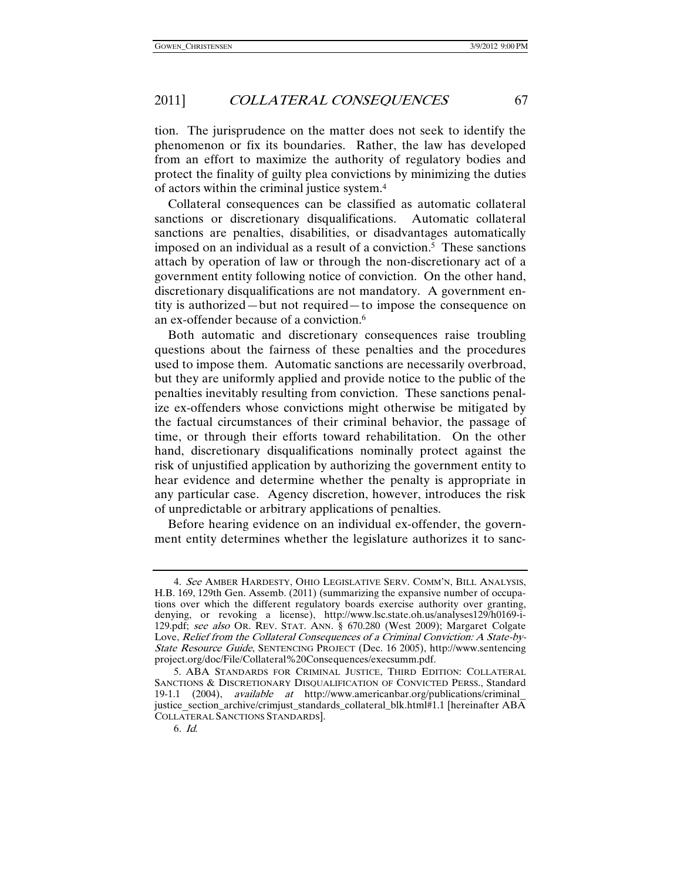tion. The jurisprudence on the matter does not seek to identify the phenomenon or fix its boundaries. Rather, the law has developed from an effort to maximize the authority of regulatory bodies and protect the finality of guilty plea convictions by minimizing the duties of actors within the criminal justice system.[4]

Collateral consequences can be classified as automatic collateral sanctions or discretionary disqualifications. Automatic collateral sanctions are penalties, disabilities, or disadvantages automatically imposed on an individual as a result of a conviction.[5] These sanctions attach by operation of law or through the non-discretionary act of a government entity following notice of conviction. On the other hand, discretionary disqualifications are not mandatory. A government entity is authorized—but not required—to impose the consequence on an ex-offender because of a conviction.[6]

Both automatic and discretionary consequences raise troubling questions about the fairness of these penalties and the procedures used to impose them. Automatic sanctions are necessarily overbroad, but they are uniformly applied and provide notice to the public of the penalties inevitably resulting from conviction. These sanctions penalize ex-offenders whose convictions might otherwise be mitigated by the factual circumstances of their criminal behavior, the passage of time, or through their efforts toward rehabilitation. On the other hand, discretionary disqualifications nominally protect against the risk of unjustified application by authorizing the government entity to hear evidence and determine whether the penalty is appropriate in any particular case. Agency discretion, however, introduces the risk of unpredictable or arbitrary applications of penalties.

Before hearing evidence on an individual ex-offender, the government entity determines whether the legislature authorizes it to sanc-

---

4. *See* AMBER HARDESTY, OHIO LEGISLATIVE SERV. COMM'N, BILL ANALYSIS, H.B. 169, 129th Gen. Assemb. (2011) (summarizing the expansive number of occupations over which the different regulatory boards exercise authority over granting, denying, or revoking a license), http://www.lsc.state.oh.us/analyses129/h0169-i-129.pdf; *see also* OR. REV. STAT. ANN. § 670.280 (West 2009); Margaret Colgate Love, *Relief from the Collateral Consequences of a Criminal Conviction: A State-by-State Resource Guide*, SENTENCING PROJECT (Dec. 16 2005), http://www.sentencingproject.org/doc/File/Collateral%20Consequences/execsumm.pdf.

5. ABA STANDARDS FOR CRIMINAL JUSTICE, THIRD EDITION: COLLATERAL SANCTIONS & DISCRETIONARY DISQUALIFICATION OF CONVICTED PERSS., Standard 19-1.1 (2004), *available at* http://www.americanbar.org/publications/criminal_justice_section_archive/crimjust_standards_collateral_blk.html#1.1 [hereinafter ABA COLLATERAL SANCTIONS STANDARDS].

6. *Id.*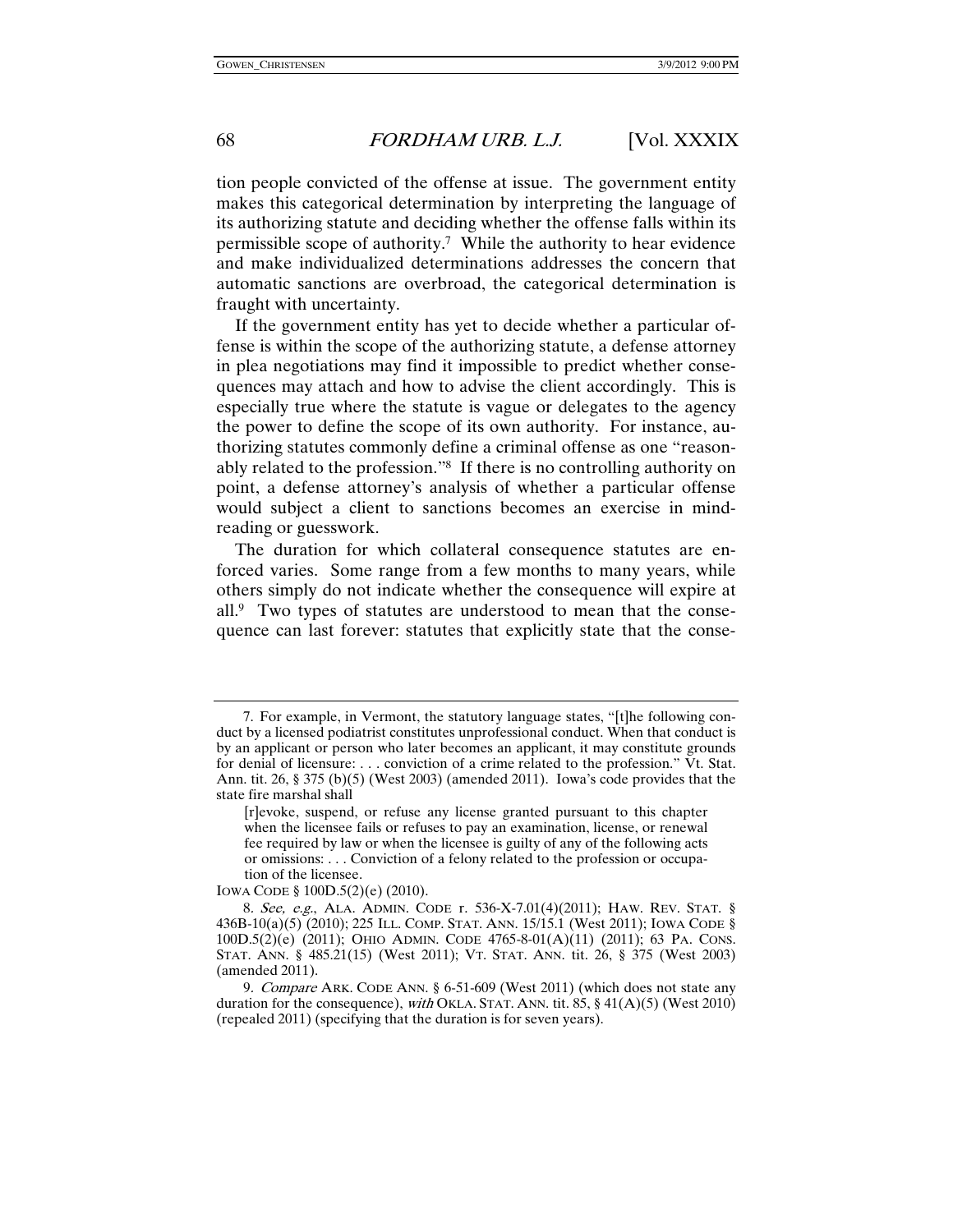tion people convicted of the offense at issue. The government entity makes this categorical determination by interpreting the language of its authorizing statute and deciding whether the offense falls within its permissible scope of authority.[7] While the authority to hear evidence and make individualized determinations addresses the concern that automatic sanctions are overbroad, the categorical determination is fraught with uncertainty.

If the government entity has yet to decide whether a particular offense is within the scope of the authorizing statute, a defense attorney in plea negotiations may find it impossible to predict whether consequences may attach and how to advise the client accordingly. This is especially true where the statute is vague or delegates to the agency the power to define the scope of its own authority. For instance, authorizing statutes commonly define a criminal offense as one "reasonably related to the profession."[8] If there is no controlling authority on point, a defense attorney's analysis of whether a particular offense would subject a client to sanctions becomes an exercise in mind-reading or guesswork.

The duration for which collateral consequence statutes are enforced varies. Some range from a few months to many years, while others simply do not indicate whether the consequence will expire at all.[9] Two types of statutes are understood to mean that the consequence can last forever: statutes that explicitly state that the conse-

---

7. For example, in Vermont, the statutory language states, "[t]he following conduct by a licensed podiatrist constitutes unprofessional conduct. When that conduct is by an applicant or person who later becomes an applicant, it may constitute grounds for denial of licensure: . . . conviction of a crime related to the profession." Vt. Stat. Ann. tit. 26, § 375 (b)(5) (West 2003) (amended 2011). Iowa's code provides that the state fire marshal shall

> [r]evoke, suspend, or refuse any license granted pursuant to this chapter when the licensee fails or refuses to pay an examination, license, or renewal fee required by law or when the licensee is guilty of any of the following acts or omissions: . . . Conviction of a felony related to the profession or occupation of the licensee.

IOWA CODE § 100D.5(2)(e) (2010).

8. *See, e.g.*, ALA. ADMIN. CODE r. 536-X-7.01(4)(2011); HAW. REV. STAT. § 436B-10(a)(5) (2010); 225 ILL. COMP. STAT. ANN. 15/15.1 (West 2011); IOWA CODE § 100D.5(2)(e) (2011); OHIO ADMIN. CODE 4765-8-01(A)(11) (2011); 63 PA. CONS. STAT. ANN. § 485.21(15) (West 2011); VT. STAT. ANN. tit. 26, § 375 (West 2003) (amended 2011).

9. *Compare* ARK. CODE ANN. § 6-51-609 (West 2011) (which does not state any duration for the consequence), *with* OKLA. STAT. ANN. tit. 85, § 41(A)(5) (West 2010) (repealed 2011) (specifying that the duration is for seven years).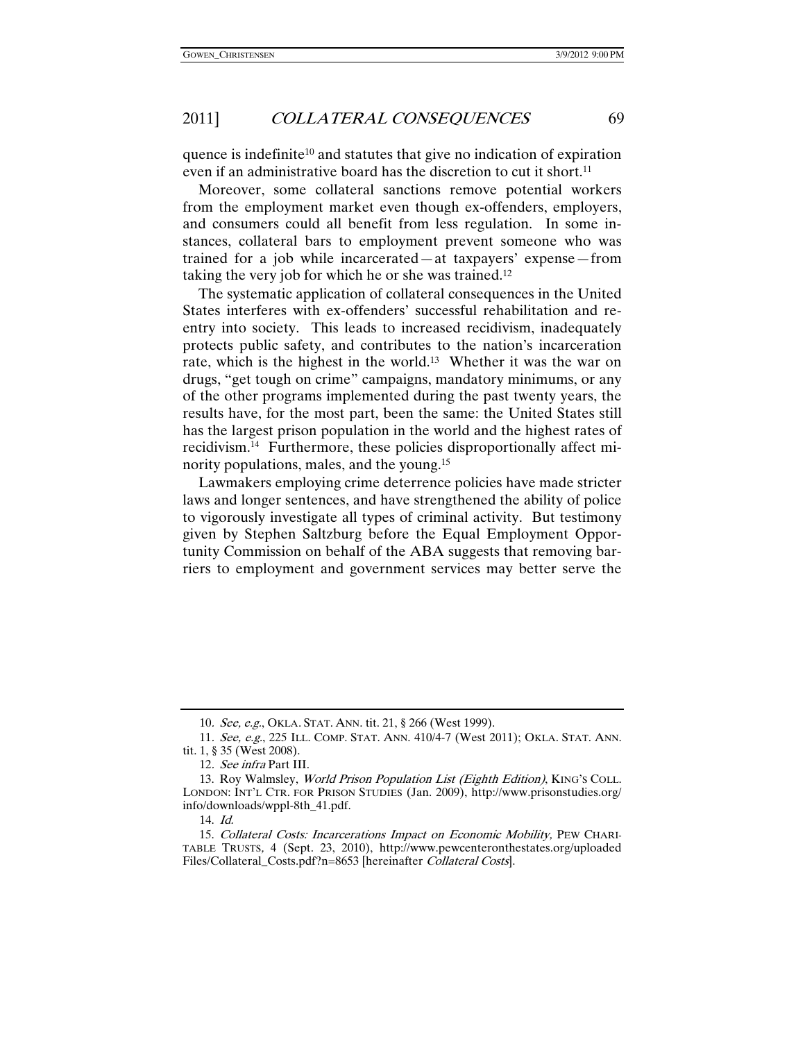quence is indefinite[10] and statutes that give no indication of expiration even if an administrative board has the discretion to cut it short.[11]

Moreover, some collateral sanctions remove potential workers from the employment market even though ex-offenders, employers, and consumers could all benefit from less regulation. In some instances, collateral bars to employment prevent someone who was trained for a job while incarcerated—at taxpayers' expense—from taking the very job for which he or she was trained.[12]

The systematic application of collateral consequences in the United States interferes with ex-offenders' successful rehabilitation and reentry into society. This leads to increased recidivism, inadequately protects public safety, and contributes to the nation's incarceration rate, which is the highest in the world.[13] Whether it was the war on drugs, "get tough on crime" campaigns, mandatory minimums, or any of the other programs implemented during the past twenty years, the results have, for the most part, been the same: the United States still has the largest prison population in the world and the highest rates of recidivism.[14] Furthermore, these policies disproportionally affect minority populations, males, and the young.[15]

Lawmakers employing crime deterrence policies have made stricter laws and longer sentences, and have strengthened the ability of police to vigorously investigate all types of criminal activity. But testimony given by Stephen Saltzburg before the Equal Employment Opportunity Commission on behalf of the ABA suggests that removing barriers to employment and government services may better serve the

---

10. *See, e.g.*, OKLA. STAT. ANN. tit. 21, § 266 (West 1999).

11. *See, e.g.*, 225 ILL. COMP. STAT. ANN. 410/4-7 (West 2011); OKLA. STAT. ANN. tit. 1, § 35 (West 2008).

12. *See infra* Part III.

13. Roy Walmsley, *World Prison Population List (Eighth Edition)*, KING'S COLL. LONDON: INT'L CTR. FOR PRISON STUDIES (Jan. 2009), http://www.prisonstudies.org/info/downloads/wppl-8th_41.pdf.

14. *Id.*

15. *Collateral Costs: Incarcerations Impact on Economic Mobility,* PEW CHARITABLE TRUSTS, 4 (Sept. 23, 2010), http://www.pewcenteronthestates.org/uploadedFiles/Collateral_Costs.pdf?n=8653 [hereinafter *Collateral Costs*].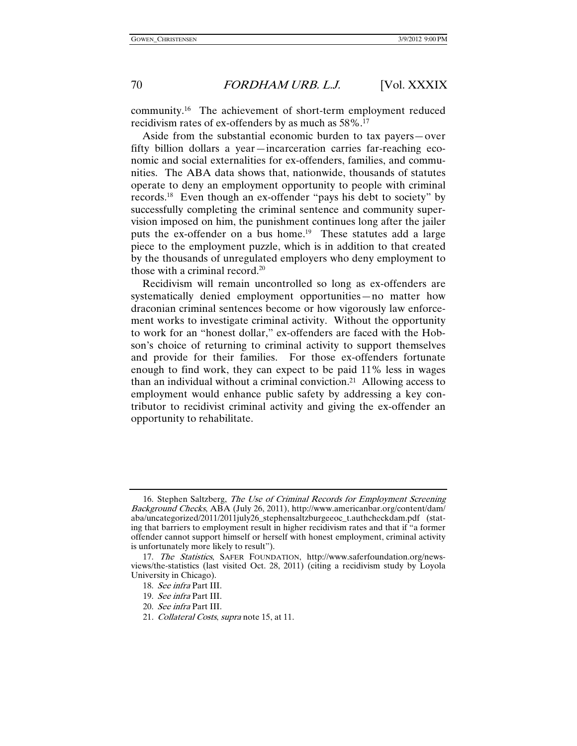community.[16] The achievement of short-term employment reduced recidivism rates of ex-offenders by as much as 58%.[17]

Aside from the substantial economic burden to tax payers—over fifty billion dollars a year—incarceration carries far-reaching economic and social externalities for ex-offenders, families, and communities. The ABA data shows that, nationwide, thousands of statutes operate to deny an employment opportunity to people with criminal records.[18] Even though an ex-offender "pays his debt to society" by successfully completing the criminal sentence and community supervision imposed on him, the punishment continues long after the jailer puts the ex-offender on a bus home.[19] These statutes add a large piece to the employment puzzle, which is in addition to that created by the thousands of unregulated employers who deny employment to those with a criminal record.[20]

Recidivism will remain uncontrolled so long as ex-offenders are systematically denied employment opportunities—no matter how draconian criminal sentences become or how vigorously law enforcement works to investigate criminal activity. Without the opportunity to work for an "honest dollar," ex-offenders are faced with the Hobson's choice of returning to criminal activity to support themselves and provide for their families. For those ex-offenders fortunate enough to find work, they can expect to be paid 11% less in wages than an individual without a criminal conviction.[21] Allowing access to employment would enhance public safety by addressing a key contributor to recidivist criminal activity and giving the ex-offender an opportunity to rehabilitate.

---

16. Stephen Saltzberg, *The Use of Criminal Records for Employment Screening Background Checks*, ABA (July 26, 2011), http://www.americanbar.org/content/dam/aba/uncategorized/2011/2011july26_stephensaltzburgeeoc_t.authcheckdam.pdf (stating that barriers to employment result in higher recidivism rates and that if "a former offender cannot support himself or herself with honest employment, criminal activity is unfortunately more likely to result").

17. *The Statistics*, SAFER FOUNDATION, http://www.saferfoundation.org/news-views/the-statistics (last visited Oct. 28, 2011) (citing a recidivism study by Loyola University in Chicago).

18. *See infra* Part III.

19. *See infra* Part III.

20. *See infra* Part III.

21. *Collateral Costs*, *supra* note 15, at 11.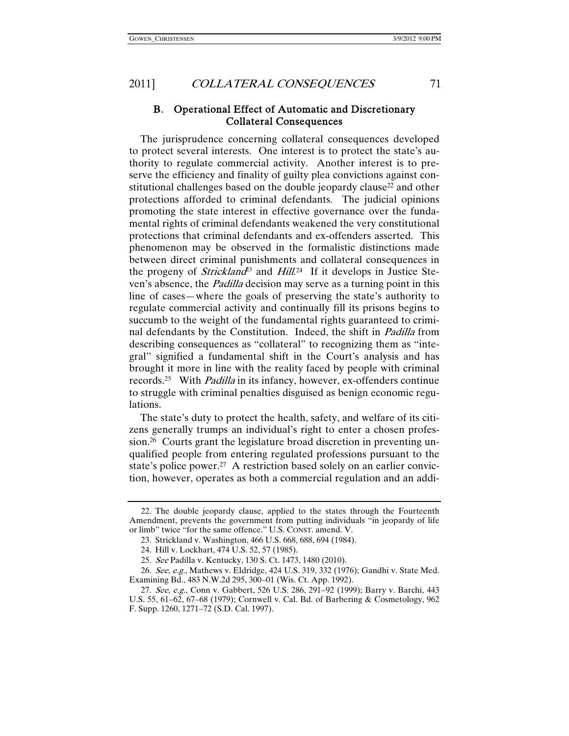### B. Operational Effect of Automatic and Discretionary Collateral Consequences

The jurisprudence concerning collateral consequences developed to protect several interests. One interest is to protect the state's authority to regulate commercial activity. Another interest is to preserve the efficiency and finality of guilty plea convictions against constitutional challenges based on the double jeopardy clause[22] and other protections afforded to criminal defendants. The judicial opinions promoting the state interest in effective governance over the fundamental rights of criminal defendants weakened the very constitutional protections that criminal defendants and ex-offenders asserted. This phenomenon may be observed in the formalistic distinctions made between direct criminal punishments and collateral consequences in the progeny of *Strickland*[23] and *Hill*.[24] If it develops in Justice Steven's absence, the *Padilla* decision may serve as a turning point in this line of cases—where the goals of preserving the state's authority to regulate commercial activity and continually fill its prisons begins to succumb to the weight of the fundamental rights guaranteed to criminal defendants by the Constitution. Indeed, the shift in *Padilla* from describing consequences as "collateral" to recognizing them as "integral" signified a fundamental shift in the Court's analysis and has brought it more in line with the reality faced by people with criminal records.[25] With *Padilla* in its infancy, however, ex-offenders continue to struggle with criminal penalties disguised as benign economic regulations.

The state's duty to protect the health, safety, and welfare of its citizens generally trumps an individual's right to enter a chosen profession.[26] Courts grant the legislature broad discretion in preventing unqualified people from entering regulated professions pursuant to the state's police power.[27] A restriction based solely on an earlier conviction, however, operates as both a commercial regulation and an addi-

---

22. The double jeopardy clause, applied to the states through the Fourteenth Amendment, prevents the government from putting individuals "in jeopardy of life or limb" twice "for the same offence." U.S. CONST. amend. V.

23. Strickland v. Washington, 466 U.S. 668, 688, 694 (1984).

24. Hill v. Lockhart, 474 U.S. 52, 57 (1985).

25. *See* Padilla v. Kentucky, 130 S. Ct. 1473, 1480 (2010).

26. *See, e.g.*, Mathews v. Eldridge, 424 U.S. 319, 332 (1976); Gandhi v. State Med. Examining Bd., 483 N.W.2d 295, 300–01 (Wis. Ct. App. 1992).

27. *See, e.g.*, Conn v. Gabbert, 526 U.S. 286, 291–92 (1999); Barry v. Barchi, 443 U.S. 55, 61–62, 67–68 (1979); Cornwell v. Cal. Bd. of Barbering & Cosmetology, 962 F. Supp. 1260, 1271–72 (S.D. Cal. 1997).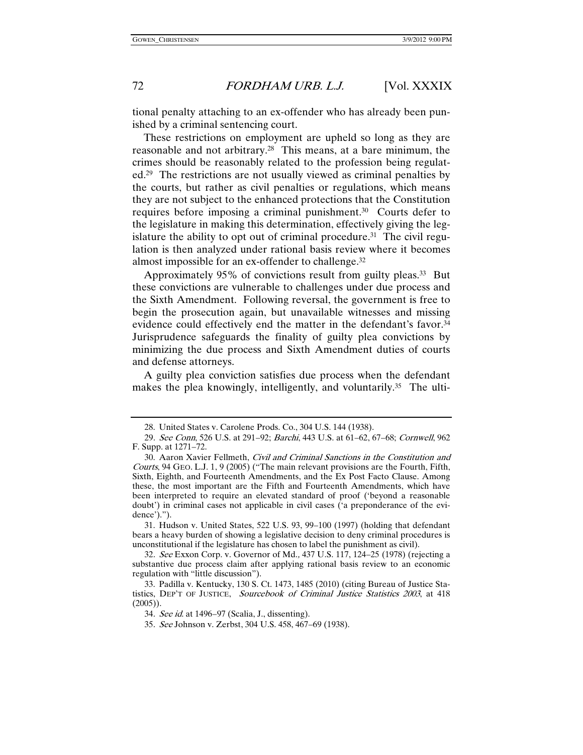tional penalty attaching to an ex-offender who has already been punished by a criminal sentencing court.

These restrictions on employment are upheld so long as they are reasonable and not arbitrary.[28] This means, at a bare minimum, the crimes should be reasonably related to the profession being regulated.[29] The restrictions are not usually viewed as criminal penalties by the courts, but rather as civil penalties or regulations, which means they are not subject to the enhanced protections that the Constitution requires before imposing a criminal punishment.[30] Courts defer to the legislature in making this determination, effectively giving the legislature the ability to opt out of criminal procedure.[31] The civil regulation is then analyzed under rational basis review where it becomes almost impossible for an ex-offender to challenge.[32]

Approximately 95% of convictions result from guilty pleas.[33] But these convictions are vulnerable to challenges under due process and the Sixth Amendment. Following reversal, the government is free to begin the prosecution again, but unavailable witnesses and missing evidence could effectively end the matter in the defendant's favor.[34] Jurisprudence safeguards the finality of guilty plea convictions by minimizing the due process and Sixth Amendment duties of courts and defense attorneys.

A guilty plea conviction satisfies due process when the defendant makes the plea knowingly, intelligently, and voluntarily.[35] The ulti-

---

28. United States v. Carolene Prods. Co., 304 U.S. 144 (1938).

29. *See Conn*, 526 U.S. at 291–92; *Barchi*, 443 U.S. at 61–62, 67–68; *Cornwell*, 962 F. Supp. at 1271–72.

30. Aaron Xavier Fellmeth, *Civil and Criminal Sanctions in the Constitution and Courts*, 94 GEO. L.J. 1, 9 (2005) ("The main relevant provisions are the Fourth, Fifth, Sixth, Eighth, and Fourteenth Amendments, and the Ex Post Facto Clause. Among these, the most important are the Fifth and Fourteenth Amendments, which have been interpreted to require an elevated standard of proof ('beyond a reasonable doubt') in criminal cases not applicable in civil cases ('a preponderance of the evidence').").

31. Hudson v. United States, 522 U.S. 93, 99–100 (1997) (holding that defendant bears a heavy burden of showing a legislative decision to deny criminal procedures is unconstitutional if the legislature has chosen to label the punishment as civil).

32. *See* Exxon Corp. v. Governor of Md., 437 U.S. 117, 124–25 (1978) (rejecting a substantive due process claim after applying rational basis review to an economic regulation with "little discussion").

33. Padilla v. Kentucky, 130 S. Ct. 1473, 1485 (2010) (citing Bureau of Justice Statistics, DEP'T OF JUSTICE, *Sourcebook of Criminal Justice Statistics 2003*, at 418 (2005)).

34. *See id.* at 1496–97 (Scalia, J., dissenting).

35. *See* Johnson v. Zerbst, 304 U.S. 458, 467–69 (1938).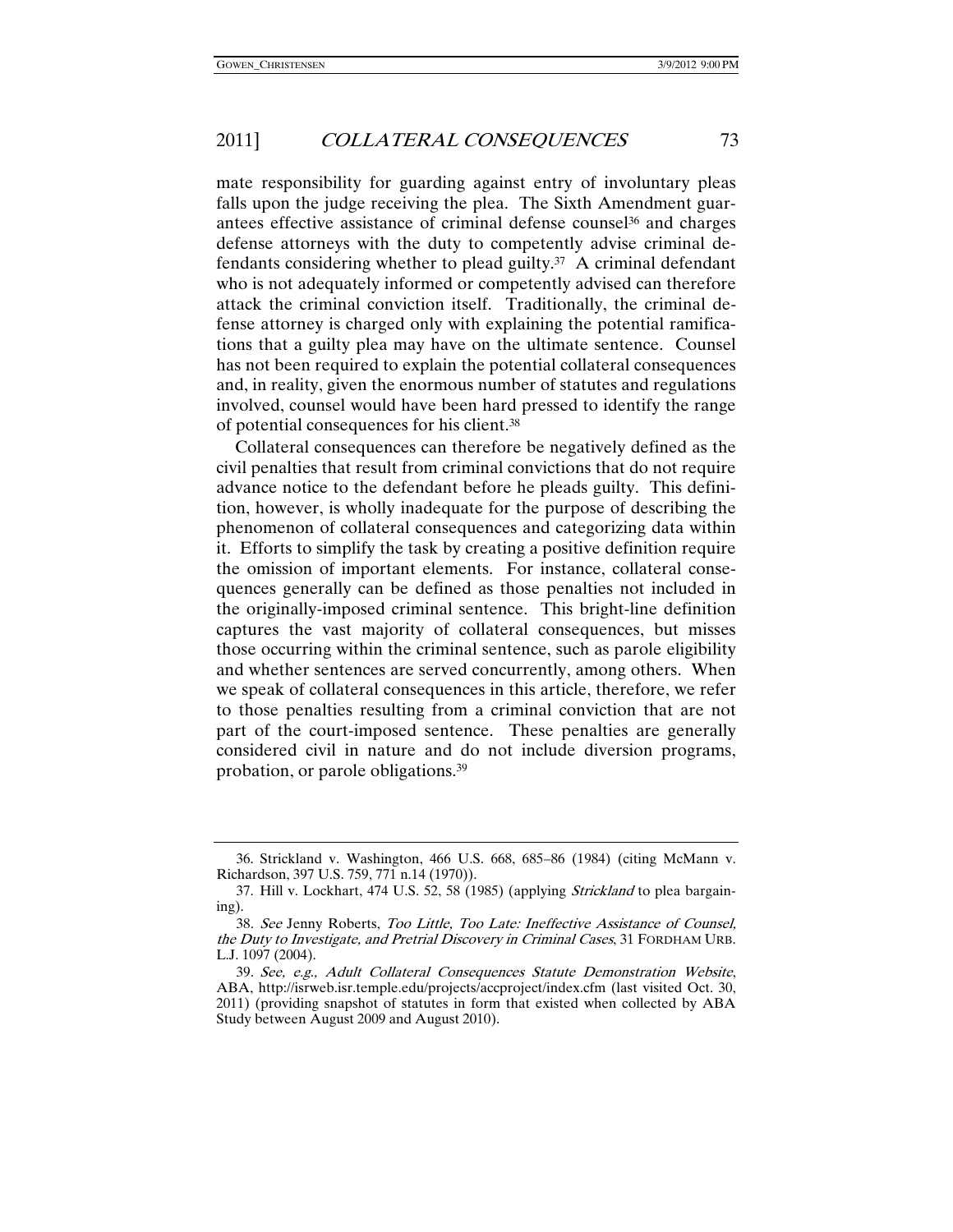mate responsibility for guarding against entry of involuntary pleas falls upon the judge receiving the plea. The Sixth Amendment guarantees effective assistance of criminal defense counsel[36] and charges defense attorneys with the duty to competently advise criminal defendants considering whether to plead guilty.[37] A criminal defendant who is not adequately informed or competently advised can therefore attack the criminal conviction itself. Traditionally, the criminal defense attorney is charged only with explaining the potential ramifications that a guilty plea may have on the ultimate sentence. Counsel has not been required to explain the potential collateral consequences and, in reality, given the enormous number of statutes and regulations involved, counsel would have been hard pressed to identify the range of potential consequences for his client.[38]

Collateral consequences can therefore be negatively defined as the civil penalties that result from criminal convictions that do not require advance notice to the defendant before he pleads guilty. This definition, however, is wholly inadequate for the purpose of describing the phenomenon of collateral consequences and categorizing data within it. Efforts to simplify the task by creating a positive definition require the omission of important elements. For instance, collateral consequences generally can be defined as those penalties not included in the originally-imposed criminal sentence. This bright-line definition captures the vast majority of collateral consequences, but misses those occurring within the criminal sentence, such as parole eligibility and whether sentences are served concurrently, among others. When we speak of collateral consequences in this article, therefore, we refer to those penalties resulting from a criminal conviction that are not part of the court-imposed sentence. These penalties are generally considered civil in nature and do not include diversion programs, probation, or parole obligations.[39]

---

36. Strickland v. Washington, 466 U.S. 668, 685–86 (1984) (citing McMann v. Richardson, 397 U.S. 759, 771 n.14 (1970)).

37. Hill v. Lockhart, 474 U.S. 52, 58 (1985) (applying *Strickland* to plea bargaining).

38. *See* Jenny Roberts, *Too Little, Too Late: Ineffective Assistance of Counsel, the Duty to Investigate, and Pretrial Discovery in Criminal Cases*, 31 FORDHAM URB. L.J. 1097 (2004).

39. *See, e.g.*, *Adult Collateral Consequences Statute Demonstration Website*, ABA, http://isrweb.isr.temple.edu/projects/accproject/index.cfm (last visited Oct. 30, 2011) (providing snapshot of statutes in form that existed when collected by ABA Study between August 2009 and August 2010).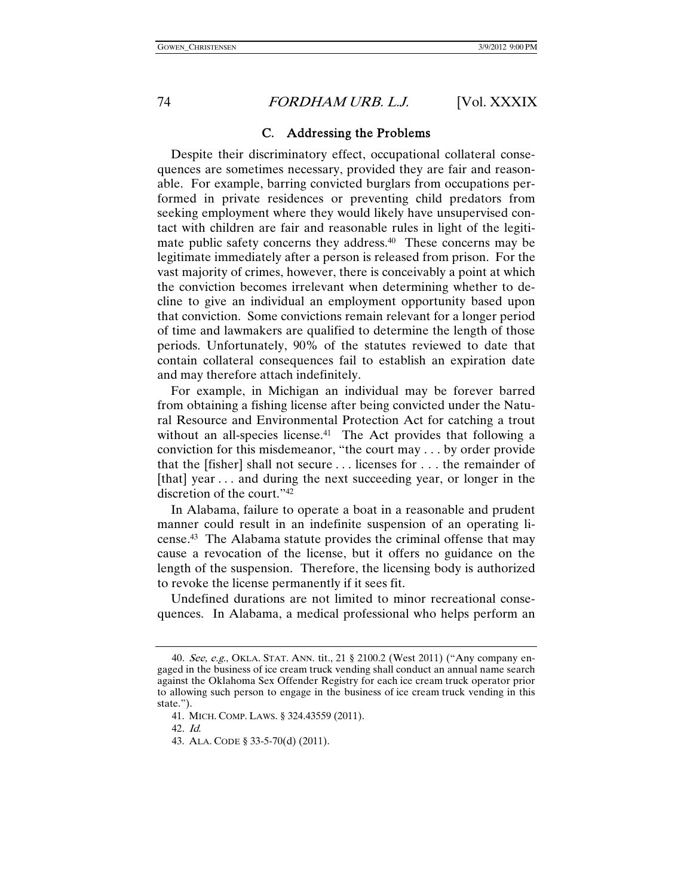### C. Addressing the Problems

Despite their discriminatory effect, occupational collateral consequences are sometimes necessary, provided they are fair and reasonable. For example, barring convicted burglars from occupations performed in private residences or preventing child predators from seeking employment where they would likely have unsupervised contact with children are fair and reasonable rules in light of the legitimate public safety concerns they address.[40] These concerns may be legitimate immediately after a person is released from prison. For the vast majority of crimes, however, there is conceivably a point at which the conviction becomes irrelevant when determining whether to decline to give an individual an employment opportunity based upon that conviction. Some convictions remain relevant for a longer period of time and lawmakers are qualified to determine the length of those periods. Unfortunately, 90% of the statutes reviewed to date that contain collateral consequences fail to establish an expiration date and may therefore attach indefinitely.

For example, in Michigan an individual may be forever barred from obtaining a fishing license after being convicted under the Natural Resource and Environmental Protection Act for catching a trout without an all-species license.[41] The Act provides that following a conviction for this misdemeanor, "the court may . . . by order provide that the [fisher] shall not secure . . . licenses for . . . the remainder of [that] year . . . and during the next succeeding year, or longer in the discretion of the court."[42]

In Alabama, failure to operate a boat in a reasonable and prudent manner could result in an indefinite suspension of an operating license.[43] The Alabama statute provides the criminal offense that may cause a revocation of the license, but it offers no guidance on the length of the suspension. Therefore, the licensing body is authorized to revoke the license permanently if it sees fit.

Undefined durations are not limited to minor recreational consequences. In Alabama, a medical professional who helps perform an

---

40. *See, e.g.*, OKLA. STAT. ANN. tit., 21 § 2100.2 (West 2011) ("Any company engaged in the business of ice cream truck vending shall conduct an annual name search against the Oklahoma Sex Offender Registry for each ice cream truck operator prior to allowing such person to engage in the business of ice cream truck vending in this state.").

41. MICH. COMP. LAWS. § 324.43559 (2011).

42. *Id.*

43. ALA. CODE § 33-5-70(d) (2011).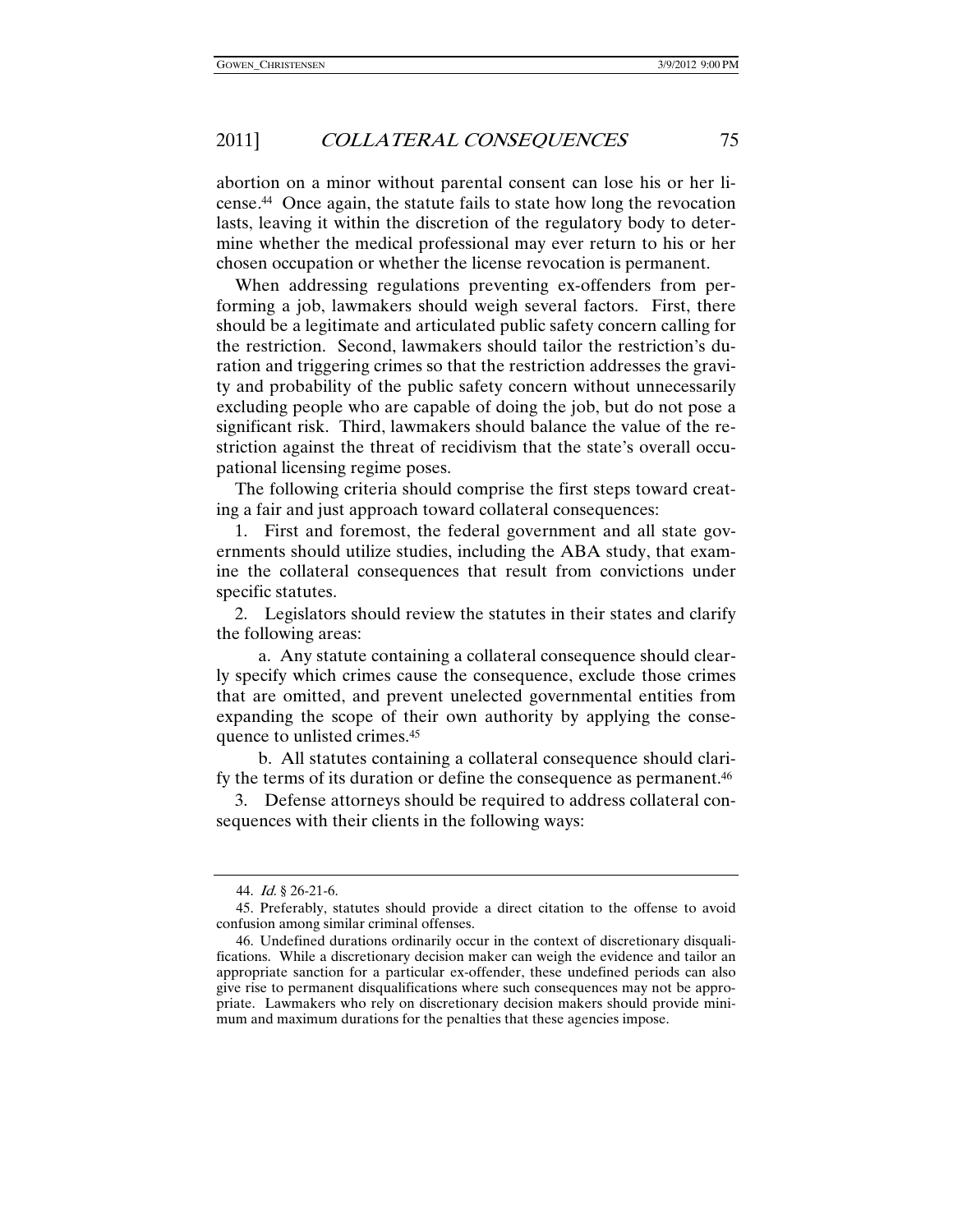abortion on a minor without parental consent can lose his or her license.[44] Once again, the statute fails to state how long the revocation lasts, leaving it within the discretion of the regulatory body to determine whether the medical professional may ever return to his or her chosen occupation or whether the license revocation is permanent.

When addressing regulations preventing ex-offenders from performing a job, lawmakers should weigh several factors. First, there should be a legitimate and articulated public safety concern calling for the restriction. Second, lawmakers should tailor the restriction's duration and triggering crimes so that the restriction addresses the gravity and probability of the public safety concern without unnecessarily excluding people who are capable of doing the job, but do not pose a significant risk. Third, lawmakers should balance the value of the restriction against the threat of recidivism that the state's overall occupational licensing regime poses.

The following criteria should comprise the first steps toward creating a fair and just approach toward collateral consequences:

1. First and foremost, the federal government and all state governments should utilize studies, including the ABA study, that examine the collateral consequences that result from convictions under specific statutes.

2. Legislators should review the statutes in their states and clarify the following areas:

   a. Any statute containing a collateral consequence should clearly specify which crimes cause the consequence, exclude those crimes that are omitted, and prevent unelected governmental entities from expanding the scope of their own authority by applying the consequence to unlisted crimes.[45]

   b. All statutes containing a collateral consequence should clarify the terms of its duration or define the consequence as permanent.[46]

3. Defense attorneys should be required to address collateral consequences with their clients in the following ways:

---

44. *Id.* § 26-21-6.

45. Preferably, statutes should provide a direct citation to the offense to avoid confusion among similar criminal offenses.

46. Undefined durations ordinarily occur in the context of discretionary disqualifications. While a discretionary decision maker can weigh the evidence and tailor an appropriate sanction for a particular ex-offender, these undefined periods can also give rise to permanent disqualifications where such consequences may not be appropriate. Lawmakers who rely on discretionary decision makers should provide minimum and maximum durations for the penalties that these agencies impose.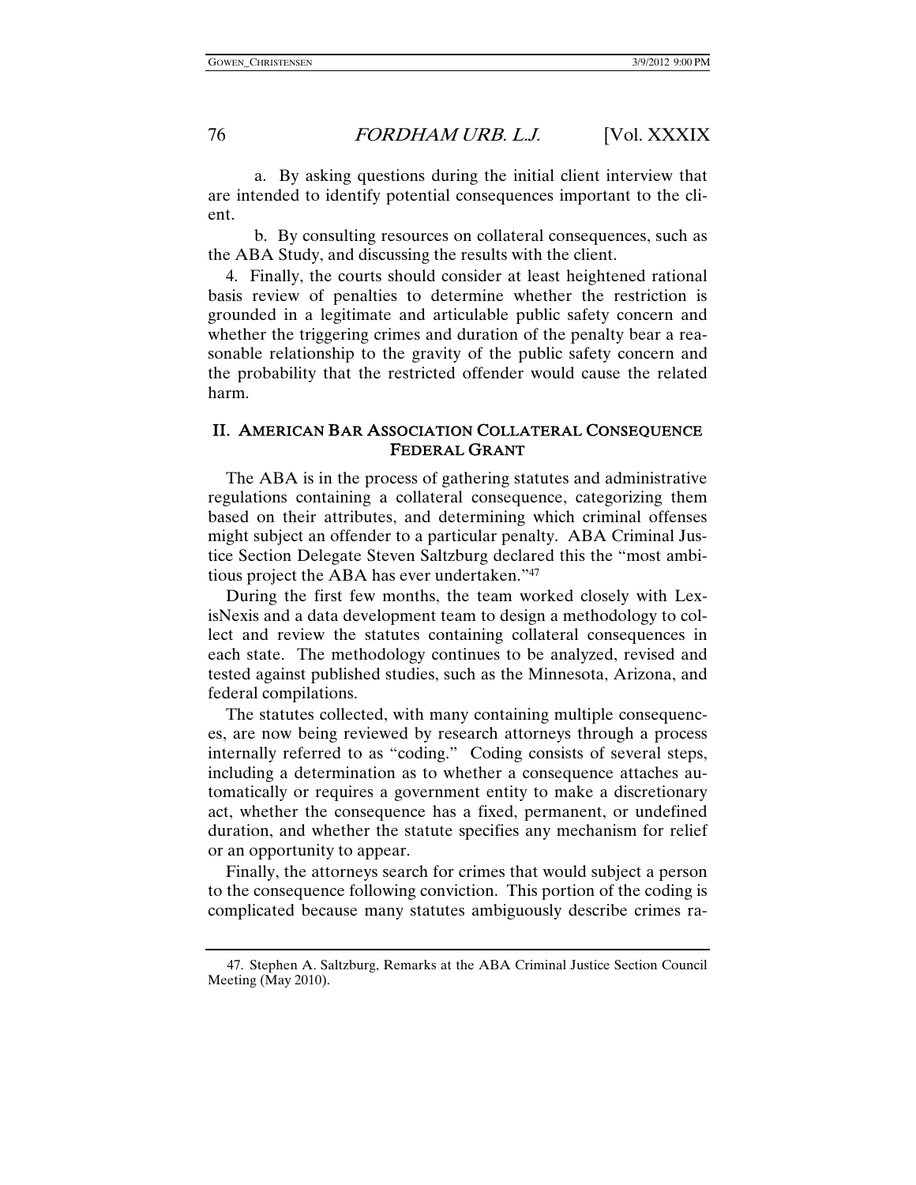a. By asking questions during the initial client interview that are intended to identify potential consequences important to the client.

b. By consulting resources on collateral consequences, such as the ABA Study, and discussing the results with the client.

4. Finally, the courts should consider at least heightened rational basis review of penalties to determine whether the restriction is grounded in a legitimate and articulable public safety concern and whether the triggering crimes and duration of the penalty bear a reasonable relationship to the gravity of the public safety concern and the probability that the restricted offender would cause the related harm.

## II. AMERICAN BAR ASSOCIATION COLLATERAL CONSEQUENCE FEDERAL GRANT

The ABA is in the process of gathering statutes and administrative regulations containing a collateral consequence, categorizing them based on their attributes, and determining which criminal offenses might subject an offender to a particular penalty. ABA Criminal Justice Section Delegate Steven Saltzburg declared this the "most ambitious project the ABA has ever undertaken."[47]

During the first few months, the team worked closely with LexisNexis and a data development team to design a methodology to collect and review the statutes containing collateral consequences in each state. The methodology continues to be analyzed, revised and tested against published studies, such as the Minnesota, Arizona, and federal compilations.

The statutes collected, with many containing multiple consequences, are now being reviewed by research attorneys through a process internally referred to as "coding." Coding consists of several steps, including a determination as to whether a consequence attaches automatically or requires a government entity to make a discretionary act, whether the consequence has a fixed, permanent, or undefined duration, and whether the statute specifies any mechanism for relief or an opportunity to appear.

Finally, the attorneys search for crimes that would subject a person to the consequence following conviction. This portion of the coding is complicated because many statutes ambiguously describe crimes ra-

47. Stephen A. Saltzburg, Remarks at the ABA Criminal Justice Section Council Meeting (May 2010).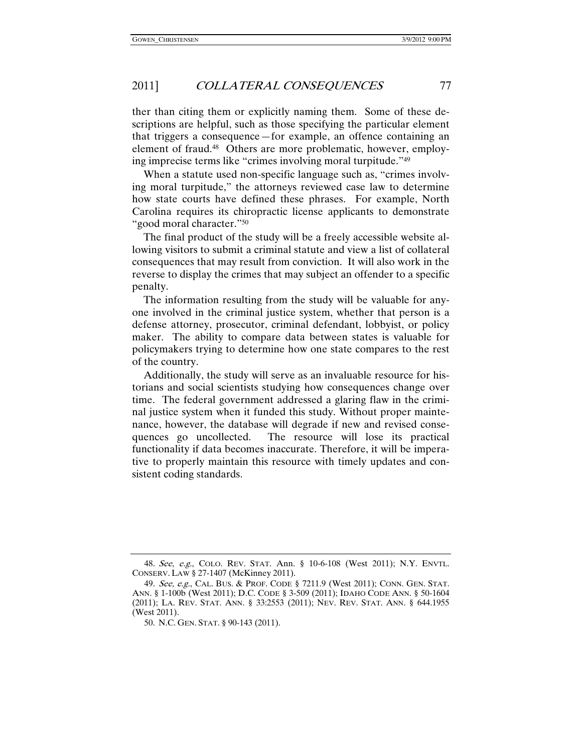ther than citing them or explicitly naming them. Some of these descriptions are helpful, such as those specifying the particular element that triggers a consequence—for example, an offence containing an element of fraud.[48] Others are more problematic, however, employing imprecise terms like "crimes involving moral turpitude."[49]

When a statute used non-specific language such as, "crimes involving moral turpitude," the attorneys reviewed case law to determine how state courts have defined these phrases. For example, North Carolina requires its chiropractic license applicants to demonstrate "good moral character."[50]

The final product of the study will be a freely accessible website allowing visitors to submit a criminal statute and view a list of collateral consequences that may result from conviction. It will also work in the reverse to display the crimes that may subject an offender to a specific penalty.

The information resulting from the study will be valuable for anyone involved in the criminal justice system, whether that person is a defense attorney, prosecutor, criminal defendant, lobbyist, or policy maker. The ability to compare data between states is valuable for policymakers trying to determine how one state compares to the rest of the country.

Additionally, the study will serve as an invaluable resource for historians and social scientists studying how consequences change over time. The federal government addressed a glaring flaw in the criminal justice system when it funded this study. Without proper maintenance, however, the database will degrade if new and revised consequences go uncollected. The resource will lose its practical functionality if data becomes inaccurate. Therefore, it will be imperative to properly maintain this resource with timely updates and consistent coding standards.

---

48. *See, e.g.*, COLO. REV. STAT. Ann. § 10-6-108 (West 2011); N.Y. ENVTL. CONSERV. LAW § 27-1407 (McKinney 2011).

49. *See, e.g.*, CAL. BUS. & PROF. CODE § 7211.9 (West 2011); CONN. GEN. STAT. ANN. § 1-100b (West 2011); D.C. CODE § 3-509 (2011); IDAHO CODE ANN. § 50-1604 (2011); LA. REV. STAT. ANN. § 33:2553 (2011); NEV. REV. STAT. ANN. § 644.1955 (West 2011).

50. N.C. GEN. STAT. § 90-143 (2011).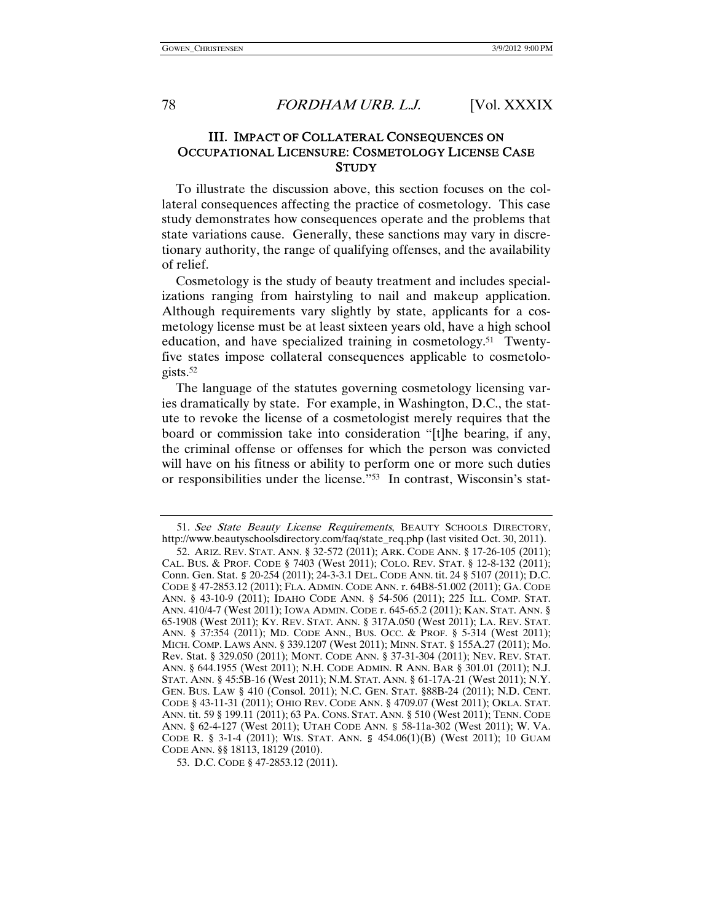## III. IMPACT OF COLLATERAL CONSEQUENCES ON OCCUPATIONAL LICENSURE: COSMETOLOGY LICENSE CASE STUDY

To illustrate the discussion above, this section focuses on the collateral consequences affecting the practice of cosmetology. This case study demonstrates how consequences operate and the problems that state variations cause. Generally, these sanctions may vary in discretionary authority, the range of qualifying offenses, and the availability of relief.

Cosmetology is the study of beauty treatment and includes specializations ranging from hairstyling to nail and makeup application. Although requirements vary slightly by state, applicants for a cosmetology license must be at least sixteen years old, have a high school education, and have specialized training in cosmetology.[51] Twenty-five states impose collateral consequences applicable to cosmetologists.[52]

The language of the statutes governing cosmetology licensing varies dramatically by state. For example, in Washington, D.C., the statute to revoke the license of a cosmetologist merely requires that the board or commission take into consideration "[t]he bearing, if any, the criminal offense or offenses for which the person was convicted will have on his fitness or ability to perform one or more such duties or responsibilities under the license."[53] In contrast, Wisconsin's stat-

---

51. *See State Beauty License Requirements*, BEAUTY SCHOOLS DIRECTORY, http://www.beautyschoolsdirectory.com/faq/state_req.php (last visited Oct. 30, 2011).

52. ARIZ. REV. STAT. ANN. § 32-572 (2011); ARK. CODE ANN. § 17-26-105 (2011); CAL. BUS. & PROF. CODE § 7403 (West 2011); COLO. REV. STAT. § 12-8-132 (2011); Conn. Gen. Stat. § 20-254 (2011); 24-3-3.1 DEL. CODE ANN. tit. 24 § 5107 (2011); D.C. CODE § 47-2853.12 (2011); FLA. ADMIN. CODE ANN. r. 64B8-51.002 (2011); GA. CODE ANN. § 43-10-9 (2011); IDAHO CODE ANN. § 54-506 (2011); 225 ILL. COMP. STAT. ANN. 410/4-7 (West 2011); IOWA ADMIN. CODE r. 645-65.2 (2011); KAN. STAT. ANN. § 65-1908 (West 2011); KY. REV. STAT. ANN. § 317A.050 (West 2011); LA. REV. STAT. ANN. § 37:354 (2011); MD. CODE ANN., BUS. OCC. & PROF. § 5-314 (West 2011); MICH. COMP. LAWS ANN. § 339.1207 (West 2011); MINN. STAT. § 155A.27 (2011); Mo. Rev. Stat. § 329.050 (2011); MONT. CODE ANN. § 37-31-304 (2011); NEV. REV. STAT. ANN. § 644.1955 (West 2011); N.H. CODE ADMIN. R ANN. BAR § 301.01 (2011); N.J. STAT. ANN. § 45:5B-16 (West 2011); N.M. STAT. ANN. § 61-17A-21 (West 2011); N.Y. GEN. BUS. LAW § 410 (Consol. 2011); N.C. GEN. STAT. §88B-24 (2011); N.D. CENT. CODE § 43-11-31 (2011); OHIO REV. CODE ANN. § 4709.07 (West 2011); OKLA. STAT. ANN. tit. 59 § 199.11 (2011); 63 PA. CONS. STAT. ANN. § 510 (West 2011); TENN. CODE ANN. § 62-4-127 (West 2011); UTAH CODE ANN. § 58-11a-302 (West 2011); W. VA. CODE R. § 3-1-4 (2011); WIS. STAT. ANN. § 454.06(1)(B) (West 2011); 10 GUAM CODE ANN. §§ 18113, 18129 (2010).

53. D.C. CODE § 47-2853.12 (2011).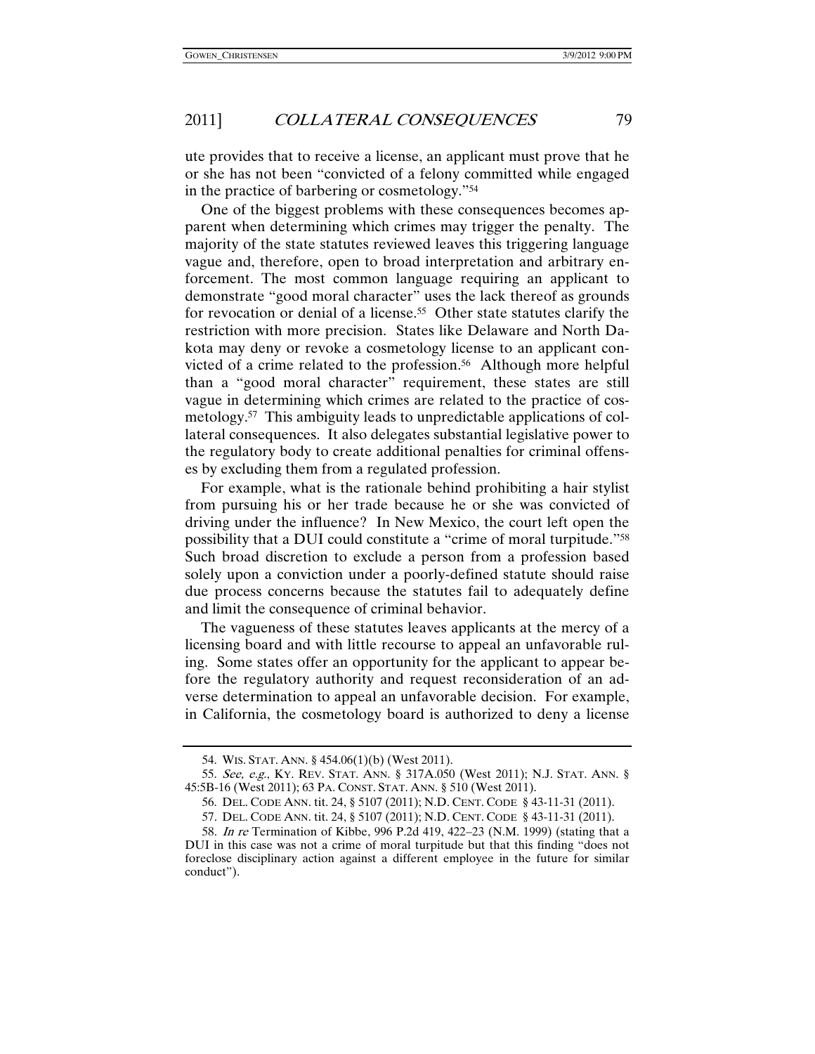ute provides that to receive a license, an applicant must prove that he or she has not been "convicted of a felony committed while engaged in the practice of barbering or cosmetology."[54]

One of the biggest problems with these consequences becomes apparent when determining which crimes may trigger the penalty. The majority of the state statutes reviewed leaves this triggering language vague and, therefore, open to broad interpretation and arbitrary enforcement. The most common language requiring an applicant to demonstrate "good moral character" uses the lack thereof as grounds for revocation or denial of a license.[55] Other state statutes clarify the restriction with more precision. States like Delaware and North Dakota may deny or revoke a cosmetology license to an applicant convicted of a crime related to the profession.[56] Although more helpful than a "good moral character" requirement, these states are still vague in determining which crimes are related to the practice of cosmetology.[57] This ambiguity leads to unpredictable applications of collateral consequences. It also delegates substantial legislative power to the regulatory body to create additional penalties for criminal offenses by excluding them from a regulated profession.

For example, what is the rationale behind prohibiting a hair stylist from pursuing his or her trade because he or she was convicted of driving under the influence? In New Mexico, the court left open the possibility that a DUI could constitute a "crime of moral turpitude."[58] Such broad discretion to exclude a person from a profession based solely upon a conviction under a poorly-defined statute should raise due process concerns because the statutes fail to adequately define and limit the consequence of criminal behavior.

The vagueness of these statutes leaves applicants at the mercy of a licensing board and with little recourse to appeal an unfavorable ruling. Some states offer an opportunity for the applicant to appear before the regulatory authority and request reconsideration of an adverse determination to appeal an unfavorable decision. For example, in California, the cosmetology board is authorized to deny a license

---

54. WIS. STAT. ANN. § 454.06(1)(b) (West 2011).

55. *See, e.g.*, KY. REV. STAT. ANN. § 317A.050 (West 2011); N.J. STAT. ANN. § 45:5B-16 (West 2011); 63 PA. CONST. STAT. ANN. § 510 (West 2011).

56. DEL. CODE ANN. tit. 24, § 5107 (2011); N.D. CENT. CODE § 43-11-31 (2011).

57. DEL. CODE ANN. tit. 24, § 5107 (2011); N.D. CENT. CODE § 43-11-31 (2011).

58. *In re* Termination of Kibbe, 996 P.2d 419, 422–23 (N.M. 1999) (stating that a DUI in this case was not a crime of moral turpitude but that this finding "does not foreclose disciplinary action against a different employee in the future for similar conduct").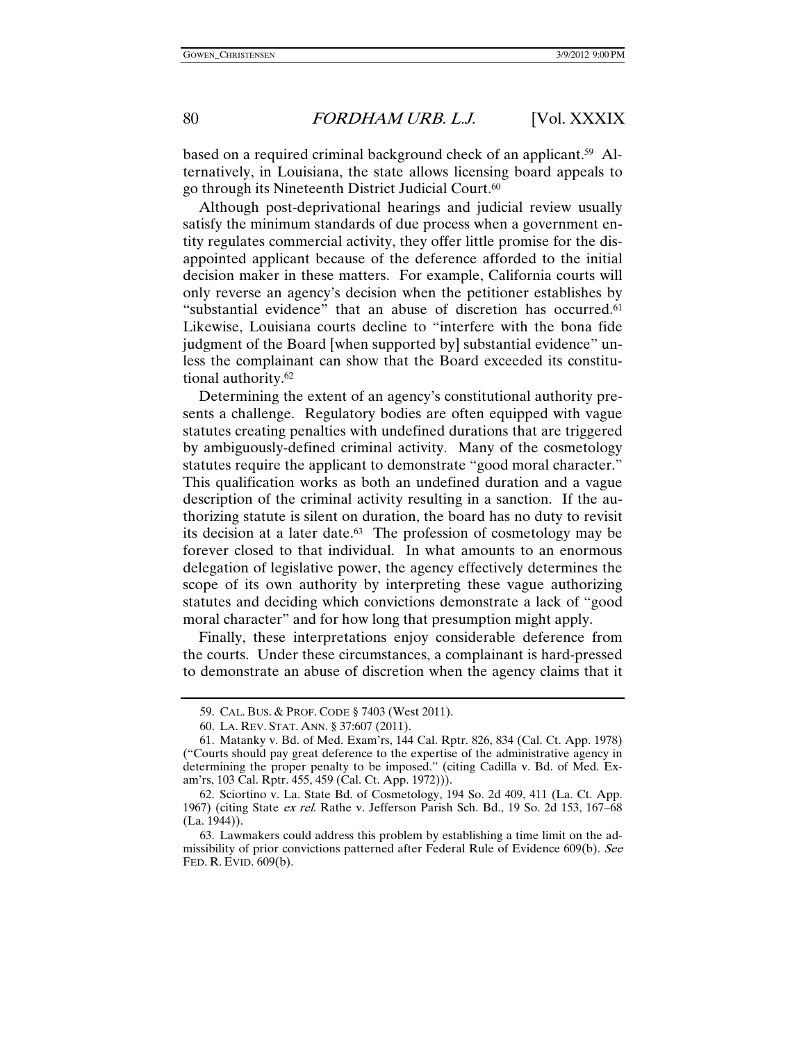based on a required criminal background check of an applicant.[59] Alternatively, in Louisiana, the state allows licensing board appeals to go through its Nineteenth District Judicial Court.[60]

Although post-deprivational hearings and judicial review usually satisfy the minimum standards of due process when a government entity regulates commercial activity, they offer little promise for the disappointed applicant because of the deference afforded to the initial decision maker in these matters. For example, California courts will only reverse an agency's decision when the petitioner establishes by "substantial evidence" that an abuse of discretion has occurred.[61] Likewise, Louisiana courts decline to "interfere with the bona fide judgment of the Board [when supported by] substantial evidence" unless the complainant can show that the Board exceeded its constitutional authority.[62]

Determining the extent of an agency's constitutional authority presents a challenge. Regulatory bodies are often equipped with vague statutes creating penalties with undefined durations that are triggered by ambiguously-defined criminal activity. Many of the cosmetology statutes require the applicant to demonstrate "good moral character." This qualification works as both an undefined duration and a vague description of the criminal activity resulting in a sanction. If the authorizing statute is silent on duration, the board has no duty to revisit its decision at a later date.[63] The profession of cosmetology may be forever closed to that individual. In what amounts to an enormous delegation of legislative power, the agency effectively determines the scope of its own authority by interpreting these vague authorizing statutes and deciding which convictions demonstrate a lack of "good moral character" and for how long that presumption might apply.

Finally, these interpretations enjoy considerable deference from the courts. Under these circumstances, a complainant is hard-pressed to demonstrate an abuse of discretion when the agency claims that it

---

59. CAL. BUS. & PROF. CODE § 7403 (West 2011).

60. LA. REV. STAT. ANN. § 37:607 (2011).

61. Matanky v. Bd. of Med. Exam'rs, 144 Cal. Rptr. 826, 834 (Cal. Ct. App. 1978) ("Courts should pay great deference to the expertise of the administrative agency in determining the proper penalty to be imposed." (citing Cadilla v. Bd. of Med. Exam'rs, 103 Cal. Rptr. 455, 459 (Cal. Ct. App. 1972))).

62. Sciortino v. La. State Bd. of Cosmetology, 194 So. 2d 409, 411 (La. Ct. App. 1967) (citing State *ex rel.* Rathe v. Jefferson Parish Sch. Bd., 19 So. 2d 153, 167–68 (La. 1944)).

63. Lawmakers could address this problem by establishing a time limit on the admissibility of prior convictions patterned after Federal Rule of Evidence 609(b). *See* FED. R. EVID. 609(b).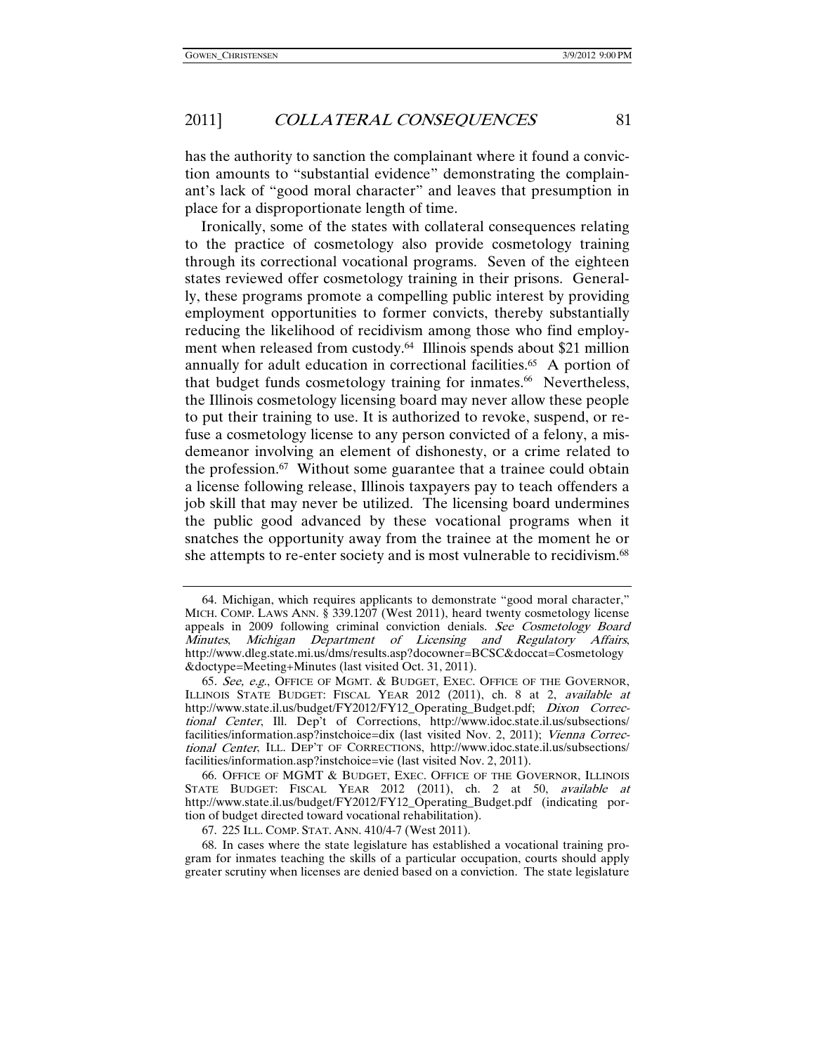has the authority to sanction the complainant where it found a conviction amounts to "substantial evidence" demonstrating the complainant's lack of "good moral character" and leaves that presumption in place for a disproportionate length of time.

Ironically, some of the states with collateral consequences relating to the practice of cosmetology also provide cosmetology training through its correctional vocational programs. Seven of the eighteen states reviewed offer cosmetology training in their prisons. Generally, these programs promote a compelling public interest by providing employment opportunities to former convicts, thereby substantially reducing the likelihood of recidivism among those who find employment when released from custody.[64] Illinois spends about $21 million annually for adult education in correctional facilities.[65] A portion of that budget funds cosmetology training for inmates.[66] Nevertheless, the Illinois cosmetology licensing board may never allow these people to put their training to use. It is authorized to revoke, suspend, or refuse a cosmetology license to any person convicted of a felony, a misdemeanor involving an element of dishonesty, or a crime related to the profession.[67] Without some guarantee that a trainee could obtain a license following release, Illinois taxpayers pay to teach offenders a job skill that may never be utilized. The licensing board undermines the public good advanced by these vocational programs when it snatches the opportunity away from the trainee at the moment he or she attempts to re-enter society and is most vulnerable to recidivism.[68]

---

64. Michigan, which requires applicants to demonstrate "good moral character," MICH. COMP. LAWS ANN. § 339.1207 (West 2011), heard twenty cosmetology license appeals in 2009 following criminal conviction denials. *See Cosmetology Board Minutes*, *Michigan Department of Licensing and Regulatory Affairs*, http://www.dleg.state.mi.us/dms/results.asp?docowner=BCSC&doccat=Cosmetology&doctype=Meeting+Minutes (last visited Oct. 31, 2011).

65. *See, e.g.*, OFFICE OF MGMT. & BUDGET, EXEC. OFFICE OF THE GOVERNOR, ILLINOIS STATE BUDGET: FISCAL YEAR 2012 (2011), ch. 8 at 2, *available at* http://www.state.il.us/budget/FY2012/FY12_Operating_Budget.pdf; *Dixon Correctional Center*, Ill. Dep't of Corrections, http://www.idoc.state.il.us/subsections/facilities/information.asp?instchoice=dix (last visited Nov. 2, 2011); *Vienna Correctional Center*, ILL. DEP'T OF CORRECTIONS, http://www.idoc.state.il.us/subsections/facilities/information.asp?instchoice=vie (last visited Nov. 2, 2011).

66. OFFICE OF MGMT & BUDGET, EXEC. OFFICE OF THE GOVERNOR, ILLINOIS STATE BUDGET: FISCAL YEAR 2012 (2011), ch. 2 at 50, *available at* http://www.state.il.us/budget/FY2012/FY12_Operating_Budget.pdf (indicating portion of budget directed toward vocational rehabilitation).

67. 225 ILL. COMP. STAT. ANN. 410/4-7 (West 2011).

68. In cases where the state legislature has established a vocational training program for inmates teaching the skills of a particular occupation, courts should apply greater scrutiny when licenses are denied based on a conviction. The state legislature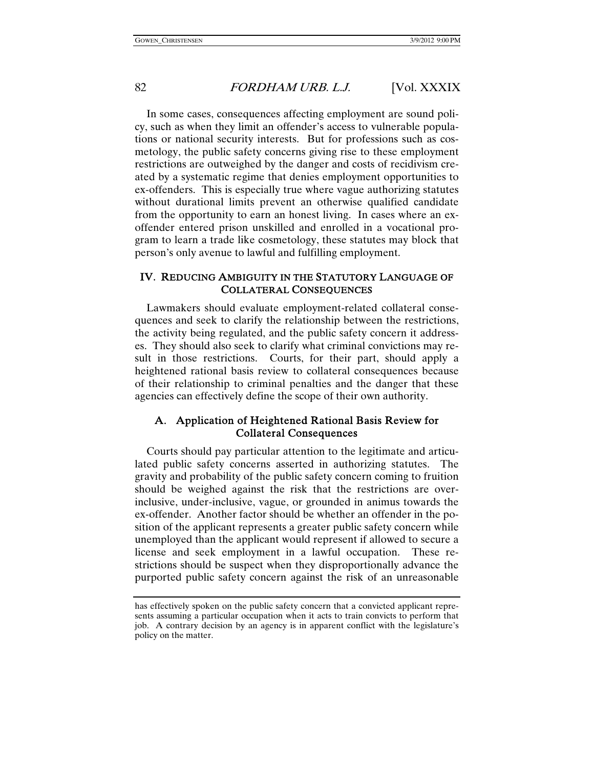In some cases, consequences affecting employment are sound policy, such as when they limit an offender's access to vulnerable populations or national security interests. But for professions such as cosmetology, the public safety concerns giving rise to these employment restrictions are outweighed by the danger and costs of recidivism created by a systematic regime that denies employment opportunities to ex-offenders. This is especially true where vague authorizing statutes without durational limits prevent an otherwise qualified candidate from the opportunity to earn an honest living. In cases where an ex-offender entered prison unskilled and enrolled in a vocational program to learn a trade like cosmetology, these statutes may block that person's only avenue to lawful and fulfilling employment.

## IV. Reducing Ambiguity in the Statutory Language of Collateral Consequences

Lawmakers should evaluate employment-related collateral consequences and seek to clarify the relationship between the restrictions, the activity being regulated, and the public safety concern it addresses. They should also seek to clarify what criminal convictions may result in those restrictions. Courts, for their part, should apply a heightened rational basis review to collateral consequences because of their relationship to criminal penalties and the danger that these agencies can effectively define the scope of their own authority.

### A. Application of Heightened Rational Basis Review for Collateral Consequences

Courts should pay particular attention to the legitimate and articulated public safety concerns asserted in authorizing statutes. The gravity and probability of the public safety concern coming to fruition should be weighed against the risk that the restrictions are over-inclusive, under-inclusive, vague, or grounded in animus towards the ex-offender. Another factor should be whether an offender in the position of the applicant represents a greater public safety concern while unemployed than the applicant would represent if allowed to secure a license and seek employment in a lawful occupation. These restrictions should be suspect when they disproportionally advance the purported public safety concern against the risk of an unreasonable

---

has effectively spoken on the public safety concern that a convicted applicant represents assuming a particular occupation when it acts to train convicts to perform that job. A contrary decision by an agency is in apparent conflict with the legislature's policy on the matter.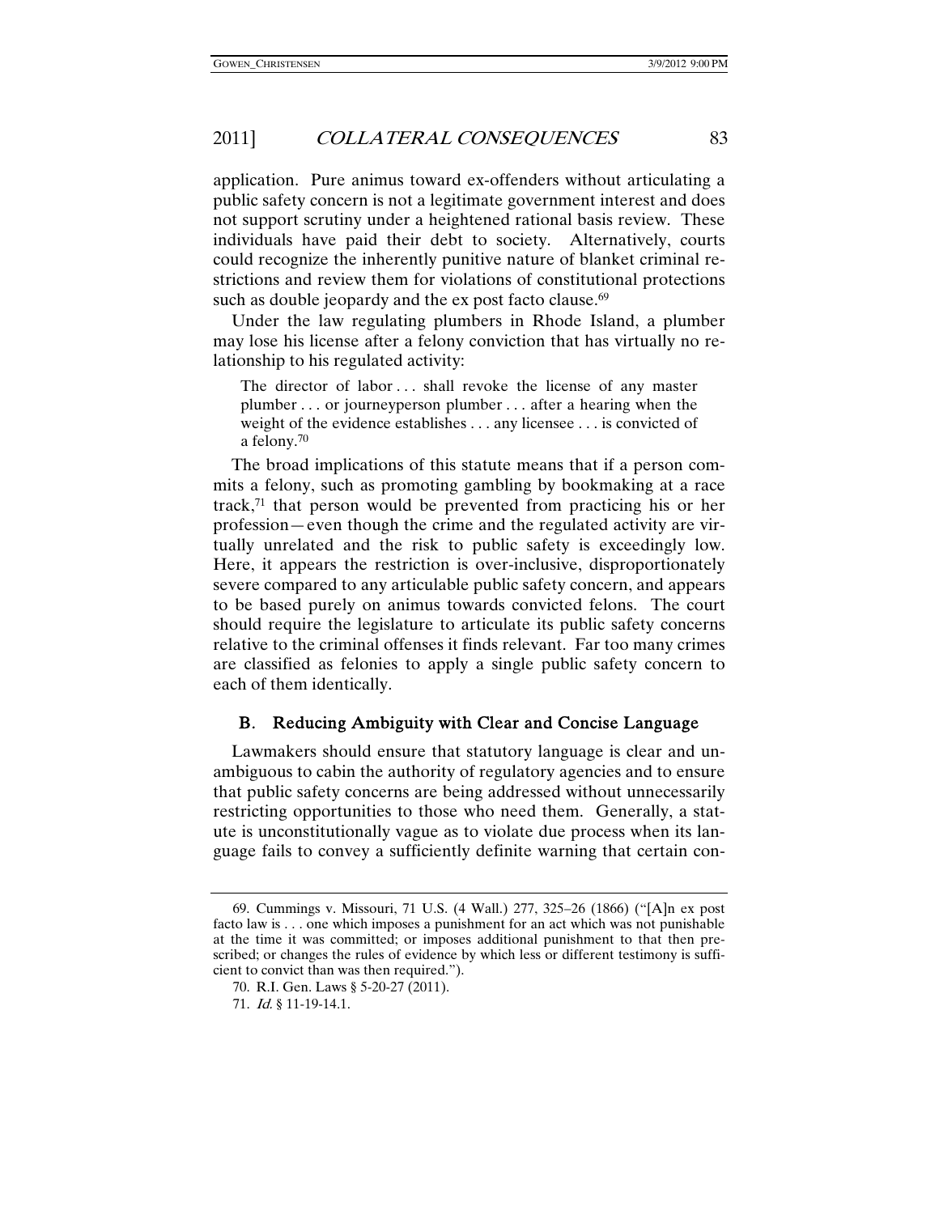application. Pure animus toward ex-offenders without articulating a public safety concern is not a legitimate government interest and does not support scrutiny under a heightened rational basis review. These individuals have paid their debt to society. Alternatively, courts could recognize the inherently punitive nature of blanket criminal restrictions and review them for violations of constitutional protections such as double jeopardy and the ex post facto clause.[69]

Under the law regulating plumbers in Rhode Island, a plumber may lose his license after a felony conviction that has virtually no relationship to his regulated activity:

> The director of labor . . . shall revoke the license of any master plumber . . . or journeyperson plumber . . . after a hearing when the weight of the evidence establishes . . . any licensee . . . is convicted of a felony.[70]

The broad implications of this statute means that if a person commits a felony, such as promoting gambling by bookmaking at a race track,[71] that person would be prevented from practicing his or her profession—even though the crime and the regulated activity are virtually unrelated and the risk to public safety is exceedingly low. Here, it appears the restriction is over-inclusive, disproportionately severe compared to any articulable public safety concern, and appears to be based purely on animus towards convicted felons. The court should require the legislature to articulate its public safety concerns relative to the criminal offenses it finds relevant. Far too many crimes are classified as felonies to apply a single public safety concern to each of them identically.

### B. Reducing Ambiguity with Clear and Concise Language

Lawmakers should ensure that statutory language is clear and unambiguous to cabin the authority of regulatory agencies and to ensure that public safety concerns are being addressed without unnecessarily restricting opportunities to those who need them. Generally, a statute is unconstitutionally vague as to violate due process when its language fails to convey a sufficiently definite warning that certain con-

---

69. Cummings v. Missouri, 71 U.S. (4 Wall.) 277, 325–26 (1866) ("[A]n ex post facto law is . . . one which imposes a punishment for an act which was not punishable at the time it was committed; or imposes additional punishment to that then prescribed; or changes the rules of evidence by which less or different testimony is sufficient to convict than was then required.").

70. R.I. Gen. Laws § 5-20-27 (2011).

71. *Id.* § 11-19-14.1.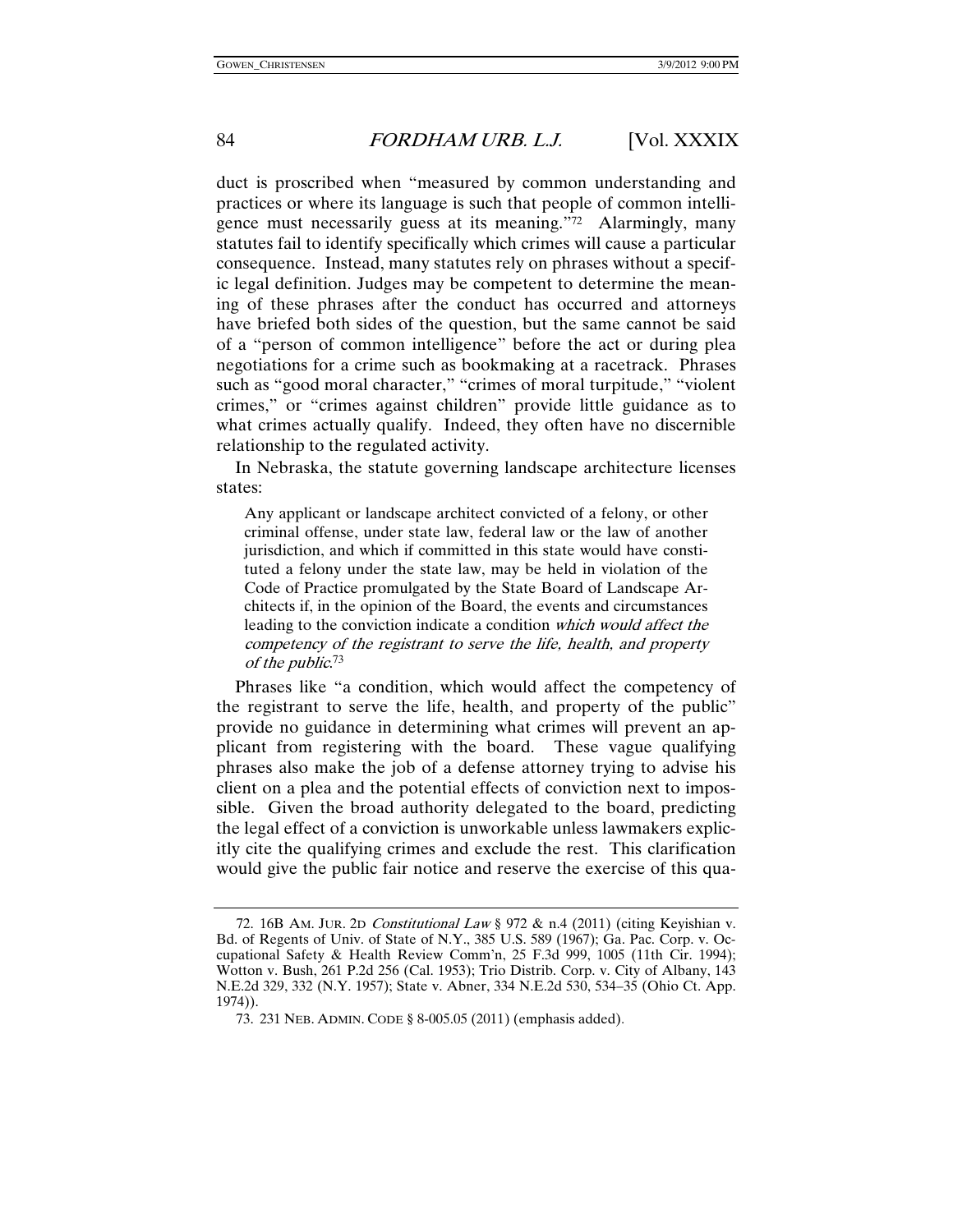duct is proscribed when "measured by common understanding and practices or where its language is such that people of common intelligence must necessarily guess at its meaning."[72] Alarmingly, many statutes fail to identify specifically which crimes will cause a particular consequence. Instead, many statutes rely on phrases without a specific legal definition. Judges may be competent to determine the meaning of these phrases after the conduct has occurred and attorneys have briefed both sides of the question, but the same cannot be said of a "person of common intelligence" before the act or during plea negotiations for a crime such as bookmaking at a racetrack. Phrases such as "good moral character," "crimes of moral turpitude," "violent crimes," or "crimes against children" provide little guidance as to what crimes actually qualify. Indeed, they often have no discernible relationship to the regulated activity.

In Nebraska, the statute governing landscape architecture licenses states:

> Any applicant or landscape architect convicted of a felony, or other criminal offense, under state law, federal law or the law of another jurisdiction, and which if committed in this state would have constituted a felony under the state law, may be held in violation of the Code of Practice promulgated by the State Board of Landscape Architects if, in the opinion of the Board, the events and circumstances leading to the conviction indicate a condition *which would affect the competency of the registrant to serve the life, health, and property of the public*.[73]

Phrases like "a condition, which would affect the competency of the registrant to serve the life, health, and property of the public" provide no guidance in determining what crimes will prevent an applicant from registering with the board. These vague qualifying phrases also make the job of a defense attorney trying to advise his client on a plea and the potential effects of conviction next to impossible. Given the broad authority delegated to the board, predicting the legal effect of a conviction is unworkable unless lawmakers explicitly cite the qualifying crimes and exclude the rest. This clarification would give the public fair notice and reserve the exercise of this qua-

---

72. 16B AM. JUR. 2D *Constitutional Law* § 972 & n.4 (2011) (citing Keyishian v. Bd. of Regents of Univ. of State of N.Y., 385 U.S. 589 (1967); Ga. Pac. Corp. v. Occupational Safety & Health Review Comm'n, 25 F.3d 999, 1005 (11th Cir. 1994); Wotton v. Bush, 261 P.2d 256 (Cal. 1953); Trio Distrib. Corp. v. City of Albany, 143 N.E.2d 329, 332 (N.Y. 1957); State v. Abner, 334 N.E.2d 530, 534–35 (Ohio Ct. App. 1974)).

73. 231 NEB. ADMIN. CODE § 8-005.05 (2011) (emphasis added).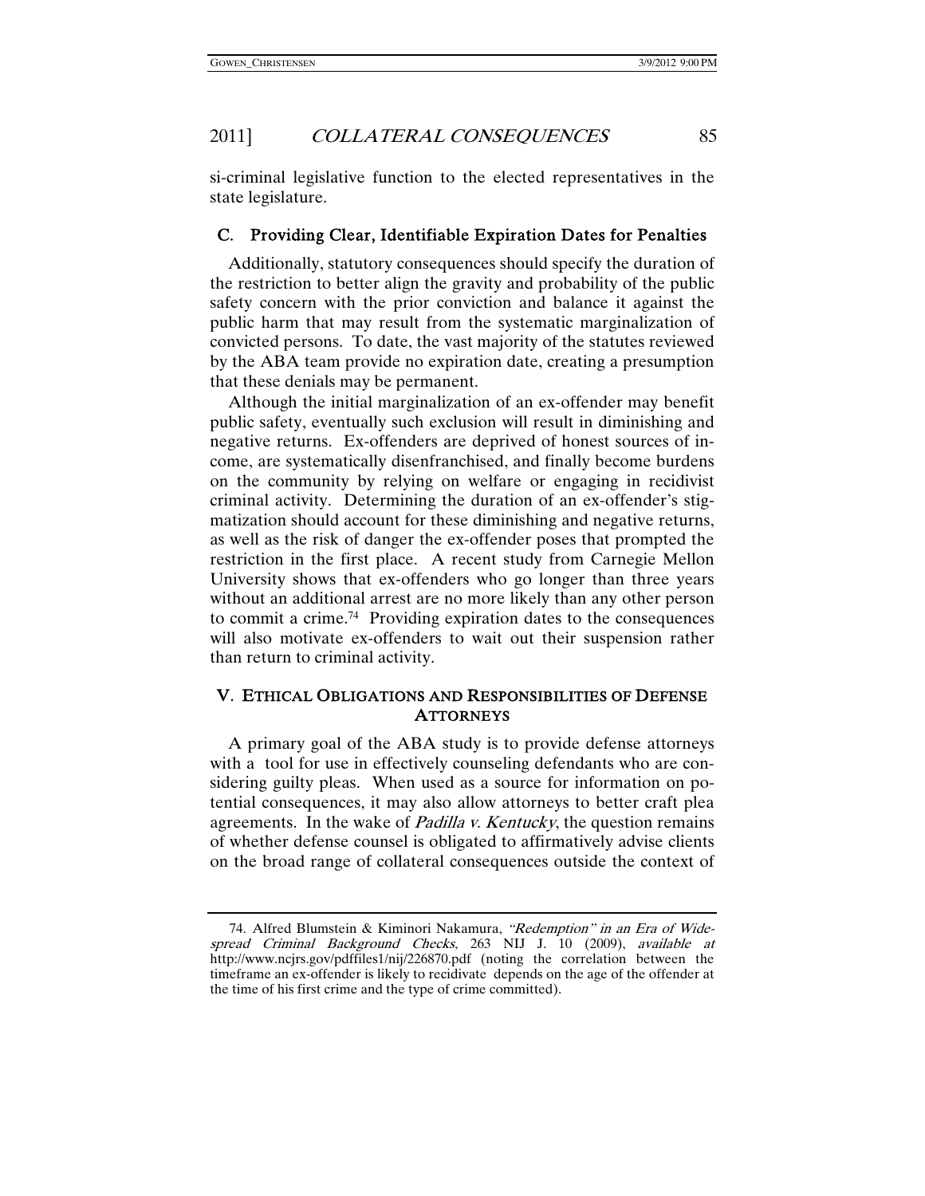si-criminal legislative function to the elected representatives in the state legislature.

### C. Providing Clear, Identifiable Expiration Dates for Penalties

Additionally, statutory consequences should specify the duration of the restriction to better align the gravity and probability of the public safety concern with the prior conviction and balance it against the public harm that may result from the systematic marginalization of convicted persons. To date, the vast majority of the statutes reviewed by the ABA team provide no expiration date, creating a presumption that these denials may be permanent.

Although the initial marginalization of an ex-offender may benefit public safety, eventually such exclusion will result in diminishing and negative returns. Ex-offenders are deprived of honest sources of income, are systematically disenfranchised, and finally become burdens on the community by relying on welfare or engaging in recidivist criminal activity. Determining the duration of an ex-offender's stigmatization should account for these diminishing and negative returns, as well as the risk of danger the ex-offender poses that prompted the restriction in the first place. A recent study from Carnegie Mellon University shows that ex-offenders who go longer than three years without an additional arrest are no more likely than any other person to commit a crime.[74] Providing expiration dates to the consequences will also motivate ex-offenders to wait out their suspension rather than return to criminal activity.

## V. ETHICAL OBLIGATIONS AND RESPONSIBILITIES OF DEFENSE ATTORNEYS

A primary goal of the ABA study is to provide defense attorneys with a tool for use in effectively counseling defendants who are considering guilty pleas. When used as a source for information on potential consequences, it may also allow attorneys to better craft plea agreements. In the wake of *Padilla v. Kentucky*, the question remains of whether defense counsel is obligated to affirmatively advise clients on the broad range of collateral consequences outside the context of

---

74. Alfred Blumstein & Kiminori Nakamura, *"Redemption" in an Era of Widespread Criminal Background Checks*, 263 NIJ J. 10 (2009), *available at* http://www.ncjrs.gov/pdffiles1/nij/226870.pdf (noting the correlation between the timeframe an ex-offender is likely to recidivate depends on the age of the offender at the time of his first crime and the type of crime committed).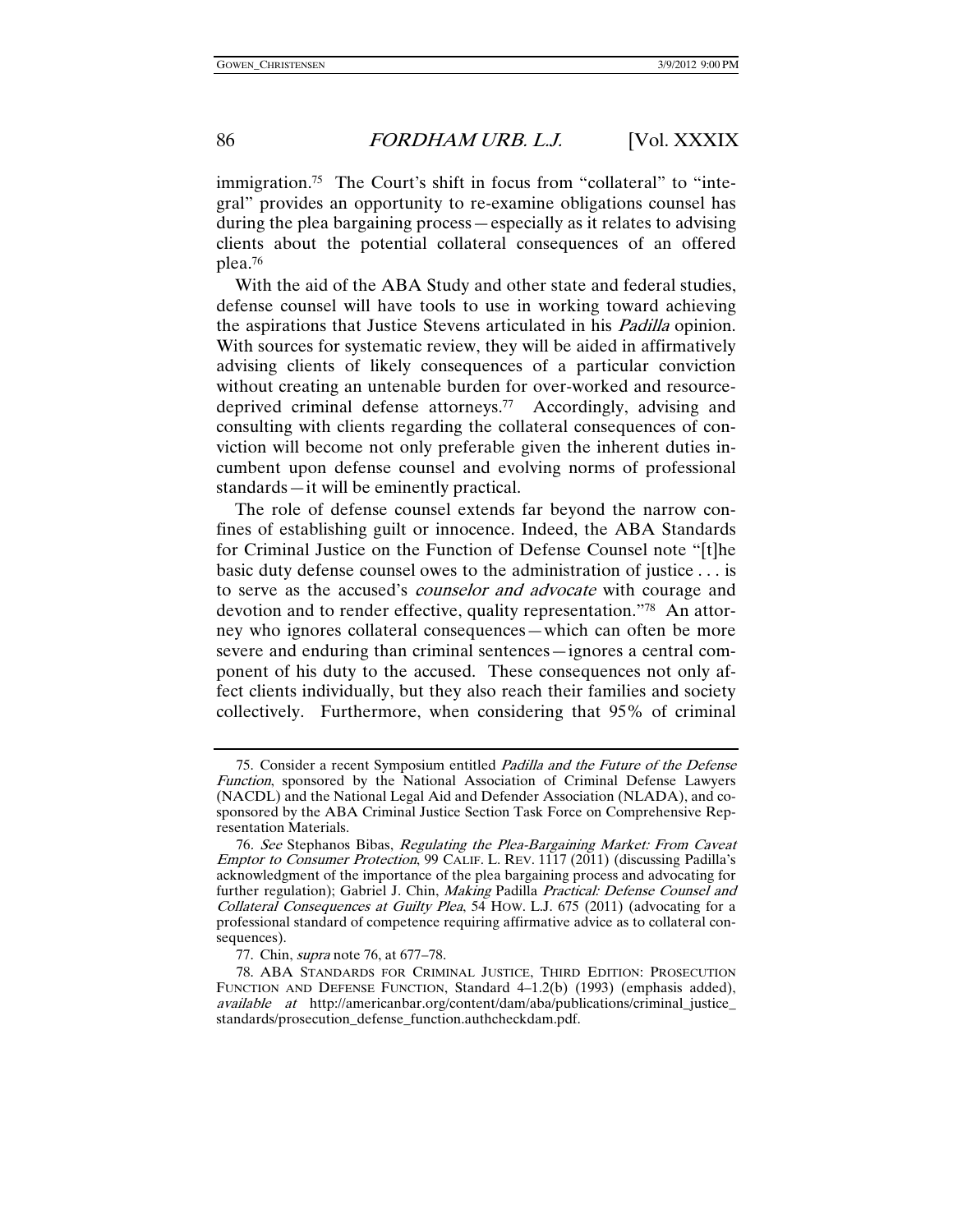immigration.[75] The Court's shift in focus from "collateral" to "integral" provides an opportunity to re-examine obligations counsel has during the plea bargaining process—especially as it relates to advising clients about the potential collateral consequences of an offered plea.[76]

With the aid of the ABA Study and other state and federal studies, defense counsel will have tools to use in working toward achieving the aspirations that Justice Stevens articulated in his *Padilla* opinion. With sources for systematic review, they will be aided in affirmatively advising clients of likely consequences of a particular conviction without creating an untenable burden for over-worked and resource-deprived criminal defense attorneys.[77] Accordingly, advising and consulting with clients regarding the collateral consequences of conviction will become not only preferable given the inherent duties incumbent upon defense counsel and evolving norms of professional standards—it will be eminently practical.

The role of defense counsel extends far beyond the narrow confines of establishing guilt or innocence. Indeed, the ABA Standards for Criminal Justice on the Function of Defense Counsel note "[t]he basic duty defense counsel owes to the administration of justice . . . is to serve as the accused's *counselor and advocate* with courage and devotion and to render effective, quality representation."[78] An attorney who ignores collateral consequences—which can often be more severe and enduring than criminal sentences—ignores a central component of his duty to the accused. These consequences not only affect clients individually, but they also reach their families and society collectively. Furthermore, when considering that 95% of criminal

---

75. Consider a recent Symposium entitled *Padilla and the Future of the Defense Function*, sponsored by the National Association of Criminal Defense Lawyers (NACDL) and the National Legal Aid and Defender Association (NLADA), and co-sponsored by the ABA Criminal Justice Section Task Force on Comprehensive Representation Materials.

76. *See* Stephanos Bibas, *Regulating the Plea-Bargaining Market: From Caveat Emptor to Consumer Protection*, 99 CALIF. L. REV. 1117 (2011) (discussing Padilla's acknowledgment of the importance of the plea bargaining process and advocating for further regulation); Gabriel J. Chin, *Making* Padilla *Practical: Defense Counsel and Collateral Consequences at Guilty Plea*, 54 HOW. L.J. 675 (2011) (advocating for a professional standard of competence requiring affirmative advice as to collateral consequences).

77. Chin, *supra* note 76, at 677–78.

78. ABA STANDARDS FOR CRIMINAL JUSTICE, THIRD EDITION: PROSECUTION FUNCTION AND DEFENSE FUNCTION, Standard 4–1.2(b) (1993) (emphasis added), *available at* http://americanbar.org/content/dam/aba/publications/criminal_justice_standards/prosecution_defense_function.authcheckdam.pdf.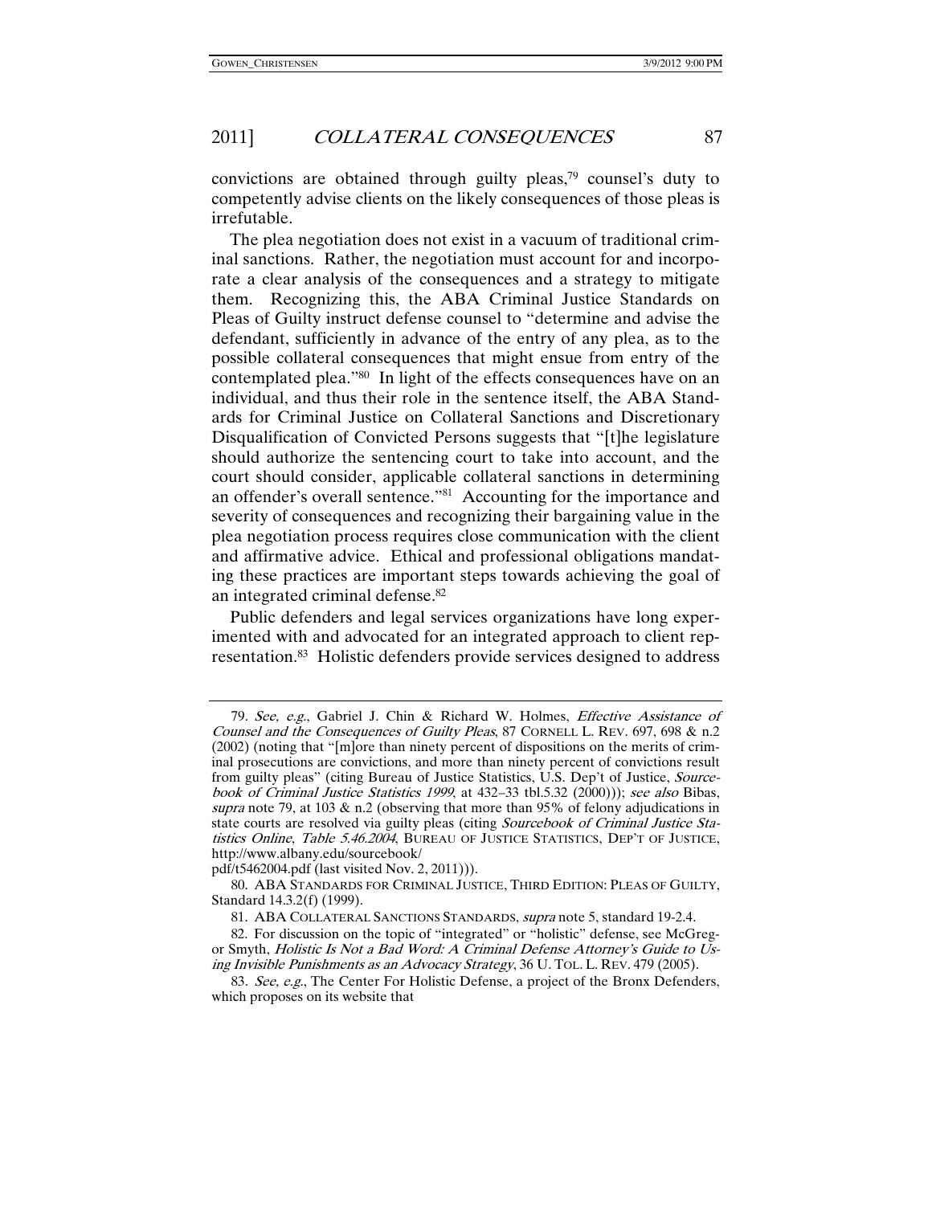convictions are obtained through guilty pleas,[79] counsel's duty to competently advise clients on the likely consequences of those pleas is irrefutable.

The plea negotiation does not exist in a vacuum of traditional criminal sanctions. Rather, the negotiation must account for and incorporate a clear analysis of the consequences and a strategy to mitigate them. Recognizing this, the ABA Criminal Justice Standards on Pleas of Guilty instruct defense counsel to "determine and advise the defendant, sufficiently in advance of the entry of any plea, as to the possible collateral consequences that might ensue from entry of the contemplated plea."[80] In light of the effects consequences have on an individual, and thus their role in the sentence itself, the ABA Standards for Criminal Justice on Collateral Sanctions and Discretionary Disqualification of Convicted Persons suggests that "[t]he legislature should authorize the sentencing court to take into account, and the court should consider, applicable collateral sanctions in determining an offender's overall sentence."[81] Accounting for the importance and severity of consequences and recognizing their bargaining value in the plea negotiation process requires close communication with the client and affirmative advice. Ethical and professional obligations mandating these practices are important steps towards achieving the goal of an integrated criminal defense.[82]

Public defenders and legal services organizations have long experimented with and advocated for an integrated approach to client representation.[83] Holistic defenders provide services designed to address

---

79. *See, e.g.*, Gabriel J. Chin & Richard W. Holmes, *Effective Assistance of Counsel and the Consequences of Guilty Pleas*, 87 CORNELL L. REV. 697, 698 & n.2 (2002) (noting that "[m]ore than ninety percent of dispositions on the merits of criminal prosecutions are convictions, and more than ninety percent of convictions result from guilty pleas" (citing Bureau of Justice Statistics, U.S. Dep't of Justice, *Sourcebook of Criminal Justice Statistics 1999*, at 432–33 tbl.5.32 (2000))); *see also* Bibas, *supra* note 79, at 103 & n.2 (observing that more than 95% of felony adjudications in state courts are resolved via guilty pleas (citing *Sourcebook of Criminal Justice Statistics Online*, *Table 5.46.2004*, BUREAU OF JUSTICE STATISTICS, DEP'T OF JUSTICE, http://www.albany.edu/sourcebook/pdf/t5462004.pdf (last visited Nov. 2, 2011))).

80. ABA STANDARDS FOR CRIMINAL JUSTICE, THIRD EDITION: PLEAS OF GUILTY, Standard 14.3.2(f) (1999).

81. ABA COLLATERAL SANCTIONS STANDARDS, *supra* note 5, standard 19-2.4.

82. For discussion on the topic of "integrated" or "holistic" defense, see McGregor Smyth, *Holistic Is Not a Bad Word: A Criminal Defense Attorney's Guide to Using Invisible Punishments as an Advocacy Strategy*, 36 U. TOL. L. REV. 479 (2005).

83. *See, e.g.*, The Center For Holistic Defense, a project of the Bronx Defenders, which proposes on its website that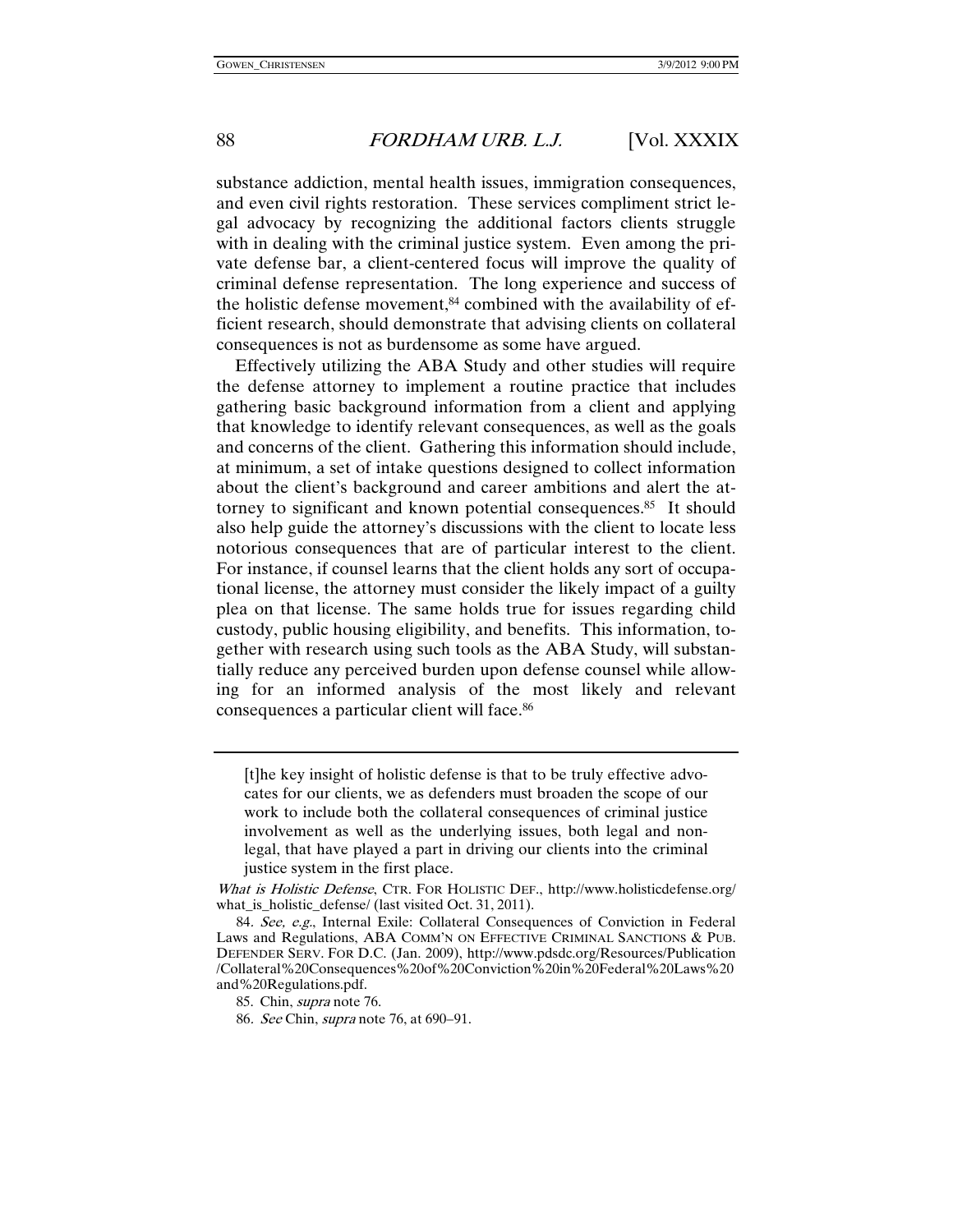substance addiction, mental health issues, immigration consequences, and even civil rights restoration. These services compliment strict legal advocacy by recognizing the additional factors clients struggle with in dealing with the criminal justice system. Even among the private defense bar, a client-centered focus will improve the quality of criminal defense representation. The long experience and success of the holistic defense movement,[84] combined with the availability of efficient research, should demonstrate that advising clients on collateral consequences is not as burdensome as some have argued.

Effectively utilizing the ABA Study and other studies will require the defense attorney to implement a routine practice that includes gathering basic background information from a client and applying that knowledge to identify relevant consequences, as well as the goals and concerns of the client. Gathering this information should include, at minimum, a set of intake questions designed to collect information about the client's background and career ambitions and alert the attorney to significant and known potential consequences.[85] It should also help guide the attorney's discussions with the client to locate less notorious consequences that are of particular interest to the client. For instance, if counsel learns that the client holds any sort of occupational license, the attorney must consider the likely impact of a guilty plea on that license. The same holds true for issues regarding child custody, public housing eligibility, and benefits. This information, together with research using such tools as the ABA Study, will substantially reduce any perceived burden upon defense counsel while allowing for an informed analysis of the most likely and relevant consequences a particular client will face.[86]

---

> [t]he key insight of holistic defense is that to be truly effective advocates for our clients, we as defenders must broaden the scope of our work to include both the collateral consequences of criminal justice involvement as well as the underlying issues, both legal and non-legal, that have played a part in driving our clients into the criminal justice system in the first place.

*What is Holistic Defense*, CTR. FOR HOLISTIC DEF., http://www.holisticdefense.org/what_is_holistic_defense/ (last visited Oct. 31, 2011).

84. *See, e.g.*, Internal Exile: Collateral Consequences of Conviction in Federal Laws and Regulations, ABA COMM'N ON EFFECTIVE CRIMINAL SANCTIONS & PUB. DEFENDER SERV. FOR D.C. (Jan. 2009), http://www.pdsdc.org/Resources/Publication/Collateral%20Consequences%20of%20Conviction%20in%20Federal%20Laws%20and%20Regulations.pdf.

85. Chin, *supra* note 76.

86. *See* Chin, *supra* note 76, at 690–91.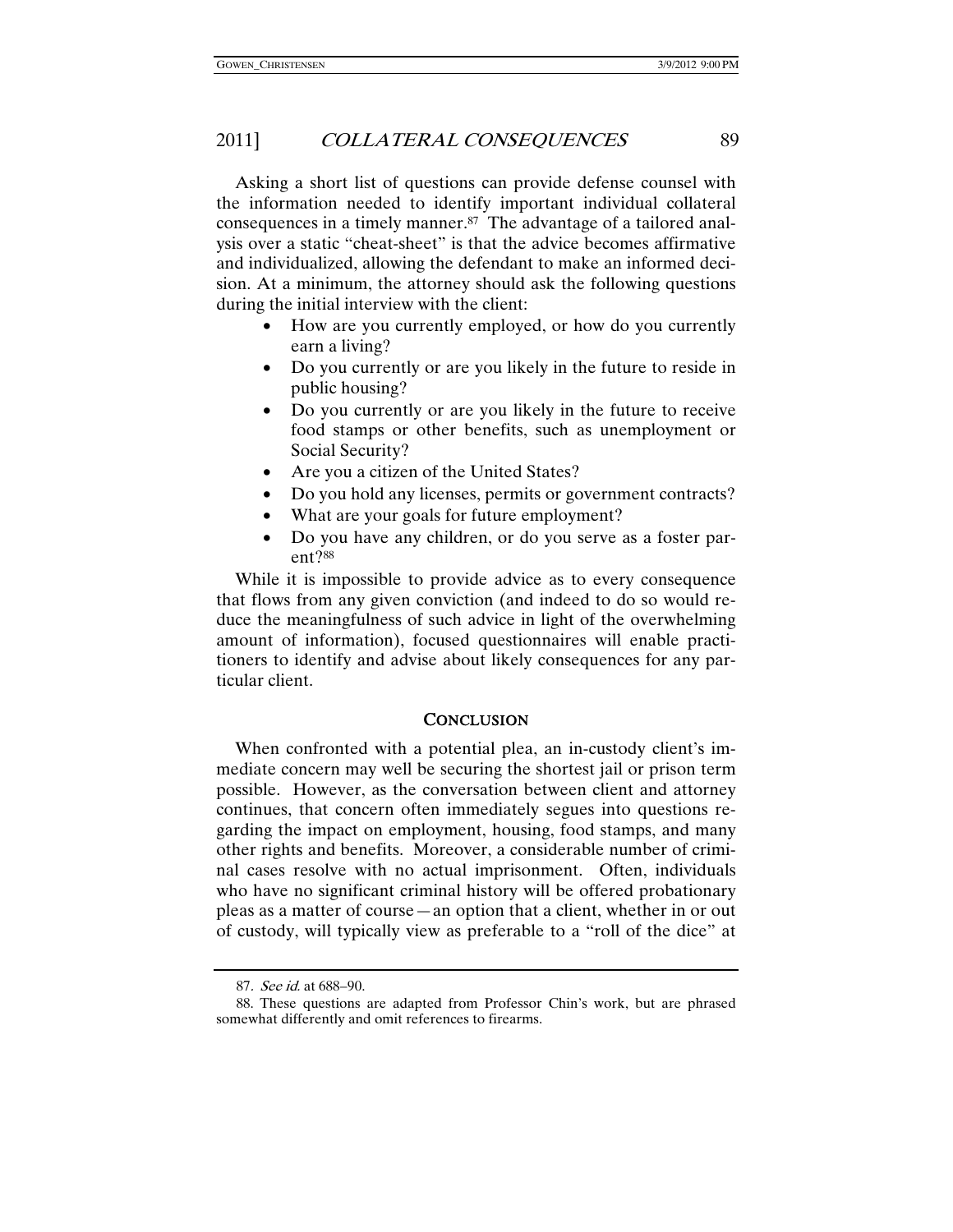Asking a short list of questions can provide defense counsel with the information needed to identify important individual collateral consequences in a timely manner.[87] The advantage of a tailored analysis over a static "cheat-sheet" is that the advice becomes affirmative and individualized, allowing the defendant to make an informed decision. At a minimum, the attorney should ask the following questions during the initial interview with the client:

- How are you currently employed, or how do you currently earn a living?
- Do you currently or are you likely in the future to reside in public housing?
- Do you currently or are you likely in the future to receive food stamps or other benefits, such as unemployment or Social Security?
- Are you a citizen of the United States?
- Do you hold any licenses, permits or government contracts?
- What are your goals for future employment?
- Do you have any children, or do you serve as a foster parent?[88]

While it is impossible to provide advice as to every consequence that flows from any given conviction (and indeed to do so would reduce the meaningfulness of such advice in light of the overwhelming amount of information), focused questionnaires will enable practitioners to identify and advise about likely consequences for any particular client.

## CONCLUSION

When confronted with a potential plea, an in-custody client's immediate concern may well be securing the shortest jail or prison term possible. However, as the conversation between client and attorney continues, that concern often immediately segues into questions regarding the impact on employment, housing, food stamps, and many other rights and benefits. Moreover, a considerable number of criminal cases resolve with no actual imprisonment. Often, individuals who have no significant criminal history will be offered probationary pleas as a matter of course—an option that a client, whether in or out of custody, will typically view as preferable to a "roll of the dice" at

---

87. *See id.* at 688–90.

88. These questions are adapted from Professor Chin's work, but are phrased somewhat differently and omit references to firearms.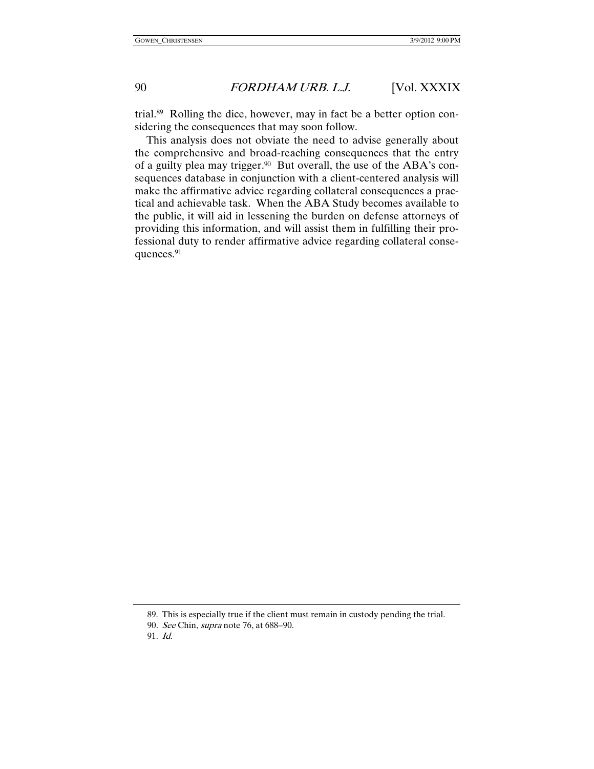trial.[89] Rolling the dice, however, may in fact be a better option considering the consequences that may soon follow.

This analysis does not obviate the need to advise generally about the comprehensive and broad-reaching consequences that the entry of a guilty plea may trigger.[90] But overall, the use of the ABA's consequences database in conjunction with a client-centered analysis will make the affirmative advice regarding collateral consequences a practical and achievable task. When the ABA Study becomes available to the public, it will aid in lessening the burden on defense attorneys of providing this information, and will assist them in fulfilling their professional duty to render affirmative advice regarding collateral consequences.[91]

---

89. This is especially true if the client must remain in custody pending the trial.

90. *See* Chin, *supra* note 76, at 688–90.

91. *Id.*